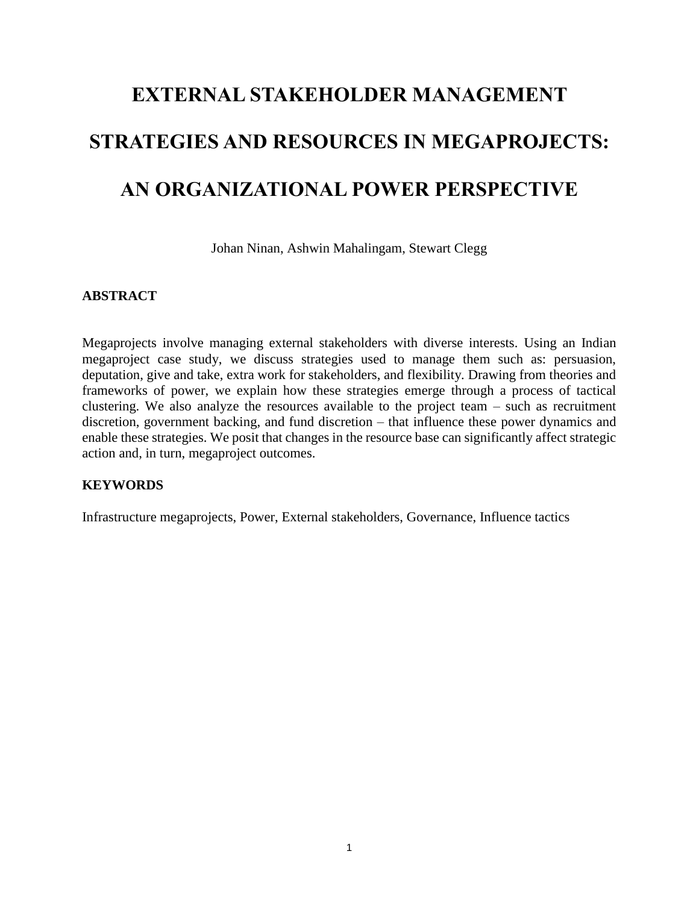# EXTERNAL STAKEHOLDER MANAGEMENT STRATEGIES AND RESOURCES IN MEGAPROJECTS: AN ORGANIZATIONAL POWER PERSPECTIVE

Johan Ninan, Ashwin Mahalingam, Stewart Clegg

## ABSTRACT

Megaprojects involve managing external stakeholders with diverse interests. Using an Indian megaproject case study, we discuss strategies used to manage them such as: persuasion, deputation, give and take, extra work for stakeholders, and flexibility. Drawing from theories and frameworks of power, we explain how these strategies emerge through a process of tactical clustering. We also analyze the resources available to the project team – such as recruitment discretion, government backing, and fund discretion – that influence these power dynamics and enable these strategies. We posit that changes in the resource base can significantly affect strategic action and, in turn, megaproject outcomes.

## KEYWORDS

Infrastructure megaprojects, Power, External stakeholders, Governance, Influence tactics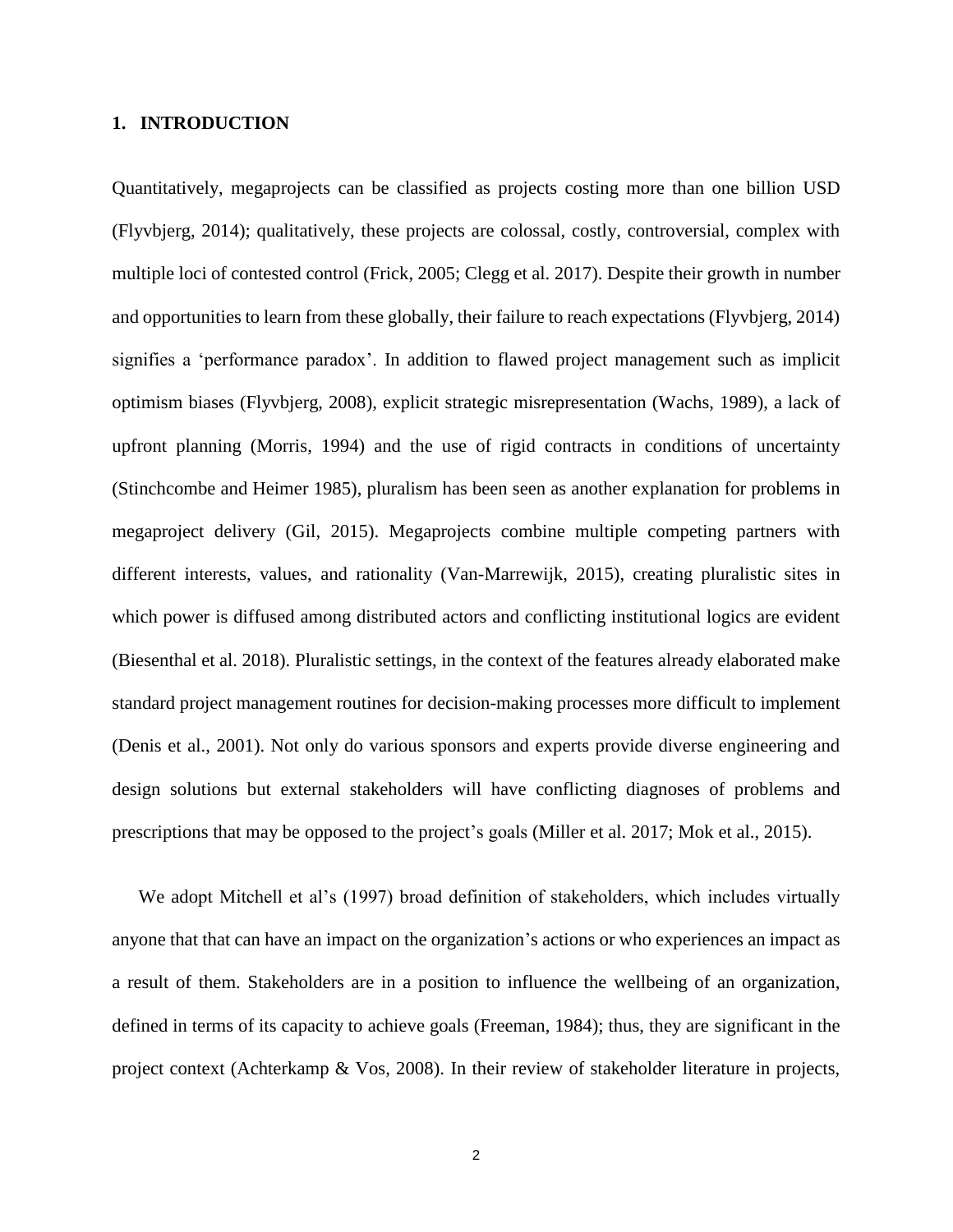## 1. INTRODUCTION

Quantitatively, megaprojects can be classified as projects costing more than one billion USD (Flyvbjerg, 2014); qualitatively, these projects are colossal, costly, controversial, complex with multiple loci of contested control (Frick, 2005; Clegg et al. 2017). Despite their growth in number and opportunities to learn from these globally, their failure to reach expectations (Flyvbjerg, 2014) signifies a 'performance paradox'. In addition to flawed project management such as implicit optimism biases (Flyvbjerg, 2008), explicit strategic misrepresentation (Wachs, 1989), a lack of upfront planning (Morris, 1994) and the use of rigid contracts in conditions of uncertainty (Stinchcombe and Heimer 1985), pluralism has been seen as another explanation for problems in megaproject delivery (Gil, 2015). Megaprojects combine multiple competing partners with different interests, values, and rationality (Van-Marrewijk, 2015), creating pluralistic sites in which power is diffused among distributed actors and conflicting institutional logics are evident (Biesenthal et al. 2018). Pluralistic settings, in the context of the features already elaborated make standard project management routines for decision-making processes more difficult to implement (Denis et al., 2001). Not only do various sponsors and experts provide diverse engineering and design solutions but external stakeholders will have conflicting diagnoses of problems and prescriptions that may be opposed to the project's goals (Miller et al. 2017; Mok et al., 2015).

We adopt Mitchell et al's (1997) broad definition of stakeholders, which includes virtually anyone that that can have an impact on the organization's actions or who experiences an impact as a result of them. Stakeholders are in a position to influence the wellbeing of an organization, defined in terms of its capacity to achieve goals (Freeman, 1984); thus, they are significant in the project context (Achterkamp & Vos, 2008). In their review of stakeholder literature in projects,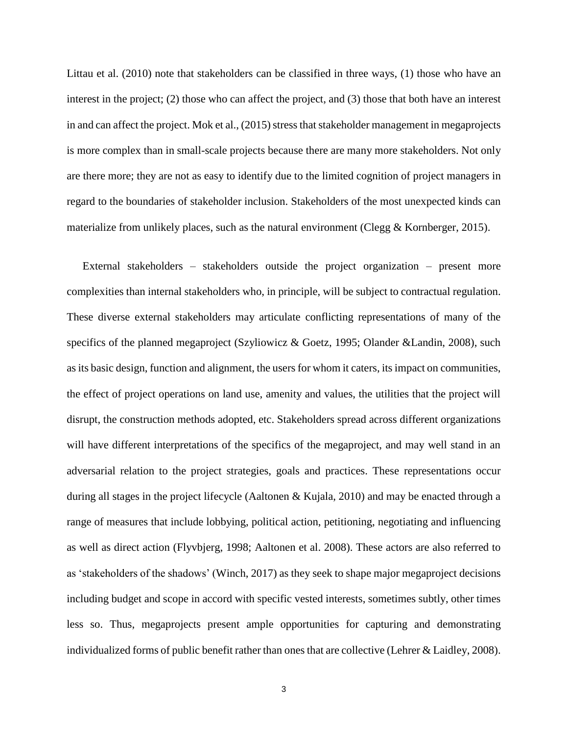Littau et al. (2010) note that stakeholders can be classified in three ways, (1) those who have an interest in the project; (2) those who can affect the project, and (3) those that both have an interest in and can affect the project. Mok et al., (2015) stress that stakeholder management in megaprojects is more complex than in small-scale projects because there are many more stakeholders. Not only are there more; they are not as easy to identify due to the limited cognition of project managers in regard to the boundaries of stakeholder inclusion. Stakeholders of the most unexpected kinds can materialize from unlikely places, such as the natural environment (Clegg & Kornberger, 2015).

External stakeholders – stakeholders outside the project organization – present more complexities than internal stakeholders who, in principle, will be subject to contractual regulation. These diverse external stakeholders may articulate conflicting representations of many of the specifics of the planned megaproject (Szyliowicz & Goetz, 1995; Olander &Landin, 2008), such as its basic design, function and alignment, the users for whom it caters, its impact on communities, the effect of project operations on land use, amenity and values, the utilities that the project will disrupt, the construction methods adopted, etc. Stakeholders spread across different organizations will have different interpretations of the specifics of the megaproject, and may well stand in an adversarial relation to the project strategies, goals and practices. These representations occur during all stages in the project lifecycle (Aaltonen & Kujala, 2010) and may be enacted through a range of measures that include lobbying, political action, petitioning, negotiating and influencing as well as direct action (Flyvbjerg, 1998; Aaltonen et al. 2008). These actors are also referred to as 'stakeholders of the shadows' (Winch, 2017) as they seek to shape major megaproject decisions including budget and scope in accord with specific vested interests, sometimes subtly, other times less so. Thus, megaprojects present ample opportunities for capturing and demonstrating individualized forms of public benefit rather than ones that are collective (Lehrer & Laidley, 2008).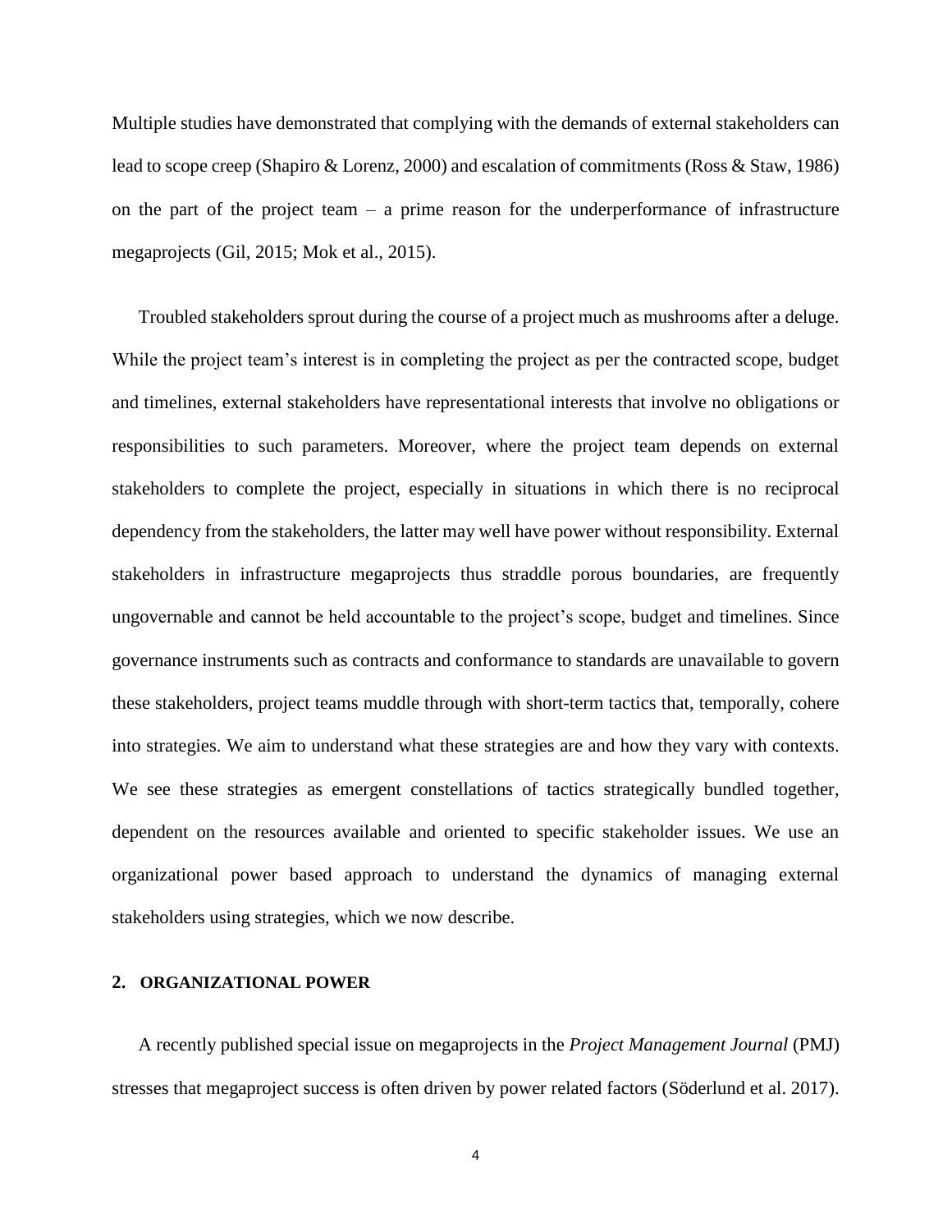Multiple studies have demonstrated that complying with the demands of external stakeholders can lead to scope creep (Shapiro & Lorenz, 2000) and escalation of commitments (Ross & Staw, 1986) on the part of the project team – a prime reason for the underperformance of infrastructure megaprojects (Gil, 2015; Mok et al., 2015).

Troubled stakeholders sprout during the course of a project much as mushrooms after a deluge. While the project team's interest is in completing the project as per the contracted scope, budget and timelines, external stakeholders have representational interests that involve no obligations or responsibilities to such parameters. Moreover, where the project team depends on external stakeholders to complete the project, especially in situations in which there is no reciprocal dependency from the stakeholders, the latter may well have power without responsibility. External stakeholders in infrastructure megaprojects thus straddle porous boundaries, are frequently ungovernable and cannot be held accountable to the project's scope, budget and timelines. Since governance instruments such as contracts and conformance to standards are unavailable to govern these stakeholders, project teams muddle through with short-term tactics that, temporally, cohere into strategies. We aim to understand what these strategies are and how they vary with contexts. We see these strategies as emergent constellations of tactics strategically bundled together, dependent on the resources available and oriented to specific stakeholder issues. We use an organizational power based approach to understand the dynamics of managing external stakeholders using strategies, which we now describe.

## 2. ORGANIZATIONAL POWER

A recently published special issue on megaprojects in the *Project Management Journal* (PMJ) stresses that megaproject success is often driven by power related factors (Söderlund et al. 2017).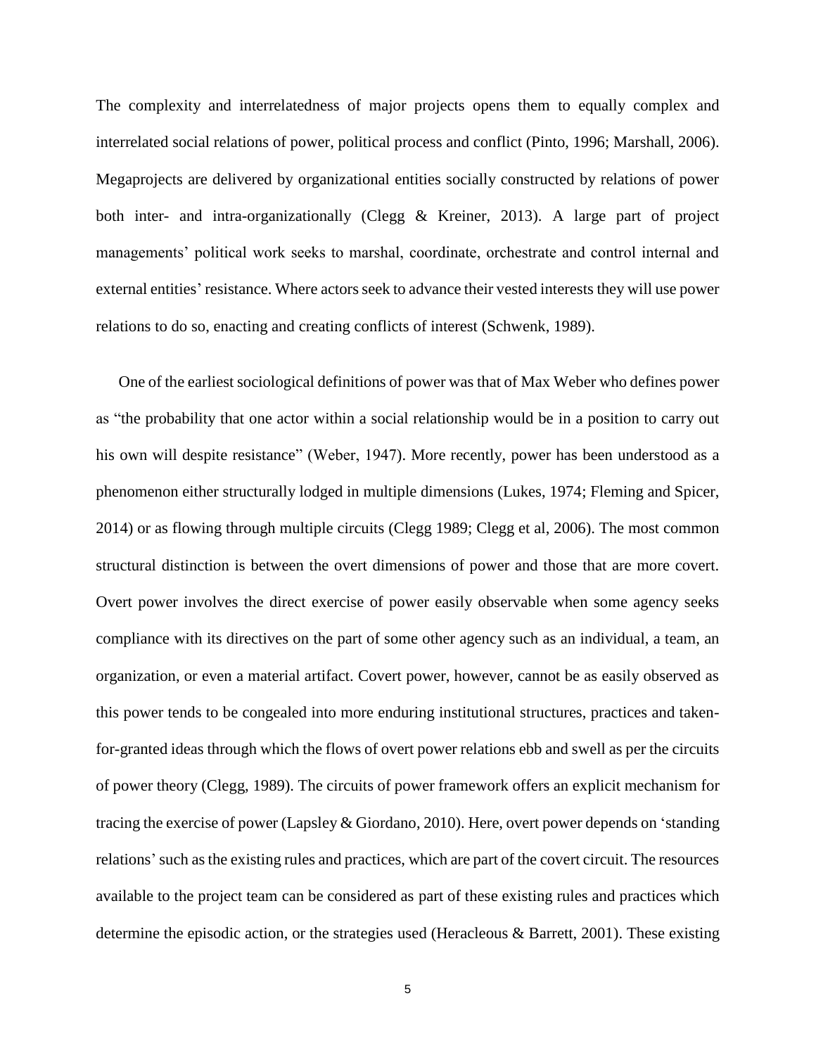The complexity and interrelatedness of major projects opens them to equally complex and interrelated social relations of power, political process and conflict (Pinto, 1996; Marshall, 2006). Megaprojects are delivered by organizational entities socially constructed by relations of power both inter- and intra-organizationally (Clegg & Kreiner, 2013). A large part of project managements' political work seeks to marshal, coordinate, orchestrate and control internal and external entities' resistance. Where actors seek to advance their vested interests they will use power relations to do so, enacting and creating conflicts of interest (Schwenk, 1989).

One of the earliest sociological definitions of power was that of Max Weber who defines power as "the probability that one actor within a social relationship would be in a position to carry out his own will despite resistance" (Weber, 1947). More recently, power has been understood as a phenomenon either structurally lodged in multiple dimensions (Lukes, 1974; Fleming and Spicer, 2014) or as flowing through multiple circuits (Clegg 1989; Clegg et al, 2006). The most common structural distinction is between the overt dimensions of power and those that are more covert. Overt power involves the direct exercise of power easily observable when some agency seeks compliance with its directives on the part of some other agency such as an individual, a team, an organization, or even a material artifact. Covert power, however, cannot be as easily observed as this power tends to be congealed into more enduring institutional structures, practices and taken-for-granted ideas through which the flows of overt power relations ebb and swell as per the circuits of power theory (Clegg, 1989). The circuits of power framework offers an explicit mechanism for tracing the exercise of power (Lapsley & Giordano, 2010). Here, overt power depends on 'standing relations' such as the existing rules and practices, which are part of the covert circuit. The resources available to the project team can be considered as part of these existing rules and practices which determine the episodic action, or the strategies used (Heracleous & Barrett, 2001). These existing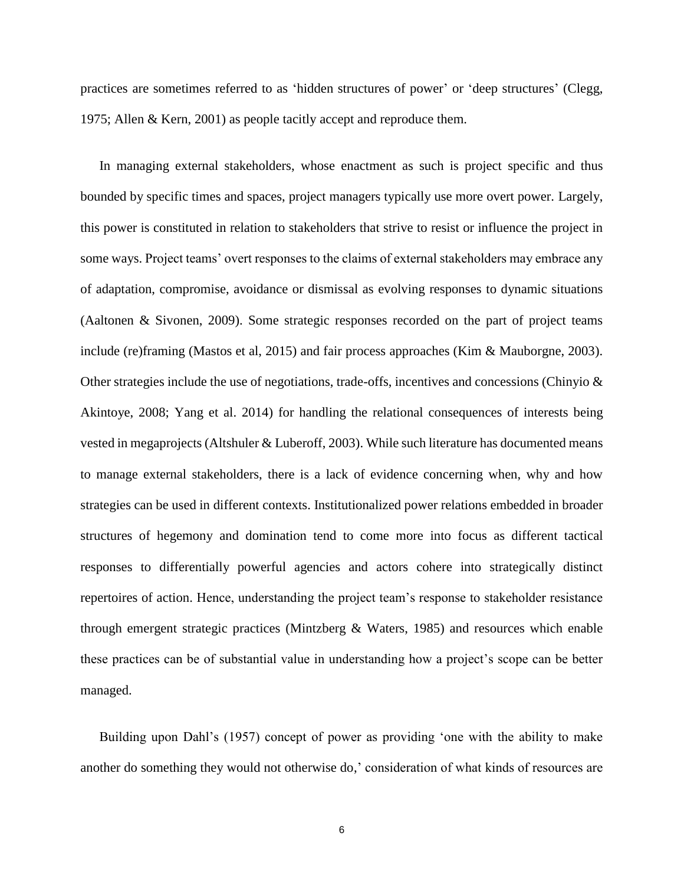practices are sometimes referred to as 'hidden structures of power' or 'deep structures' (Clegg, 1975; Allen & Kern, 2001) as people tacitly accept and reproduce them.

In managing external stakeholders, whose enactment as such is project specific and thus bounded by specific times and spaces, project managers typically use more overt power. Largely, this power is constituted in relation to stakeholders that strive to resist or influence the project in some ways. Project teams' overt responses to the claims of external stakeholders may embrace any of adaptation, compromise, avoidance or dismissal as evolving responses to dynamic situations (Aaltonen & Sivonen, 2009). Some strategic responses recorded on the part of project teams include (re)framing (Mastos et al, 2015) and fair process approaches (Kim & Mauborgne, 2003). Other strategies include the use of negotiations, trade-offs, incentives and concessions (Chinyio & Akintoye, 2008; Yang et al. 2014) for handling the relational consequences of interests being vested in megaprojects (Altshuler & Luberoff, 2003). While such literature has documented means to manage external stakeholders, there is a lack of evidence concerning when, why and how strategies can be used in different contexts. Institutionalized power relations embedded in broader structures of hegemony and domination tend to come more into focus as different tactical responses to differentially powerful agencies and actors cohere into strategically distinct repertoires of action. Hence, understanding the project team's response to stakeholder resistance through emergent strategic practices (Mintzberg & Waters, 1985) and resources which enable these practices can be of substantial value in understanding how a project's scope can be better managed.

Building upon Dahl's (1957) concept of power as providing 'one with the ability to make another do something they would not otherwise do,' consideration of what kinds of resources are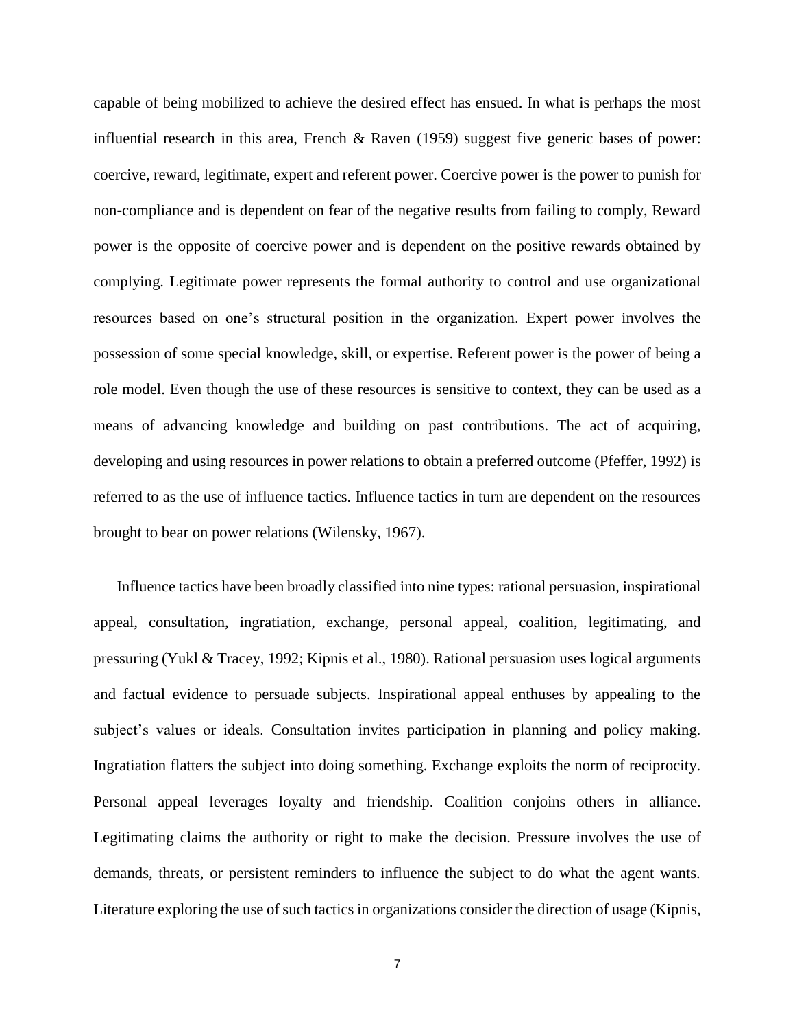capable of being mobilized to achieve the desired effect has ensued. In what is perhaps the most influential research in this area, French & Raven (1959) suggest five generic bases of power: coercive, reward, legitimate, expert and referent power. Coercive power is the power to punish for non-compliance and is dependent on fear of the negative results from failing to comply, Reward power is the opposite of coercive power and is dependent on the positive rewards obtained by complying. Legitimate power represents the formal authority to control and use organizational resources based on one's structural position in the organization. Expert power involves the possession of some special knowledge, skill, or expertise. Referent power is the power of being a role model. Even though the use of these resources is sensitive to context, they can be used as a means of advancing knowledge and building on past contributions. The act of acquiring, developing and using resources in power relations to obtain a preferred outcome (Pfeffer, 1992) is referred to as the use of influence tactics. Influence tactics in turn are dependent on the resources brought to bear on power relations (Wilensky, 1967).

Influence tactics have been broadly classified into nine types: rational persuasion, inspirational appeal, consultation, ingratiation, exchange, personal appeal, coalition, legitimating, and pressuring (Yukl & Tracey, 1992; Kipnis et al., 1980). Rational persuasion uses logical arguments and factual evidence to persuade subjects. Inspirational appeal enthuses by appealing to the subject's values or ideals. Consultation invites participation in planning and policy making. Ingratiation flatters the subject into doing something. Exchange exploits the norm of reciprocity. Personal appeal leverages loyalty and friendship. Coalition conjoins others in alliance. Legitimating claims the authority or right to make the decision. Pressure involves the use of demands, threats, or persistent reminders to influence the subject to do what the agent wants. Literature exploring the use of such tactics in organizations consider the direction of usage (Kipnis,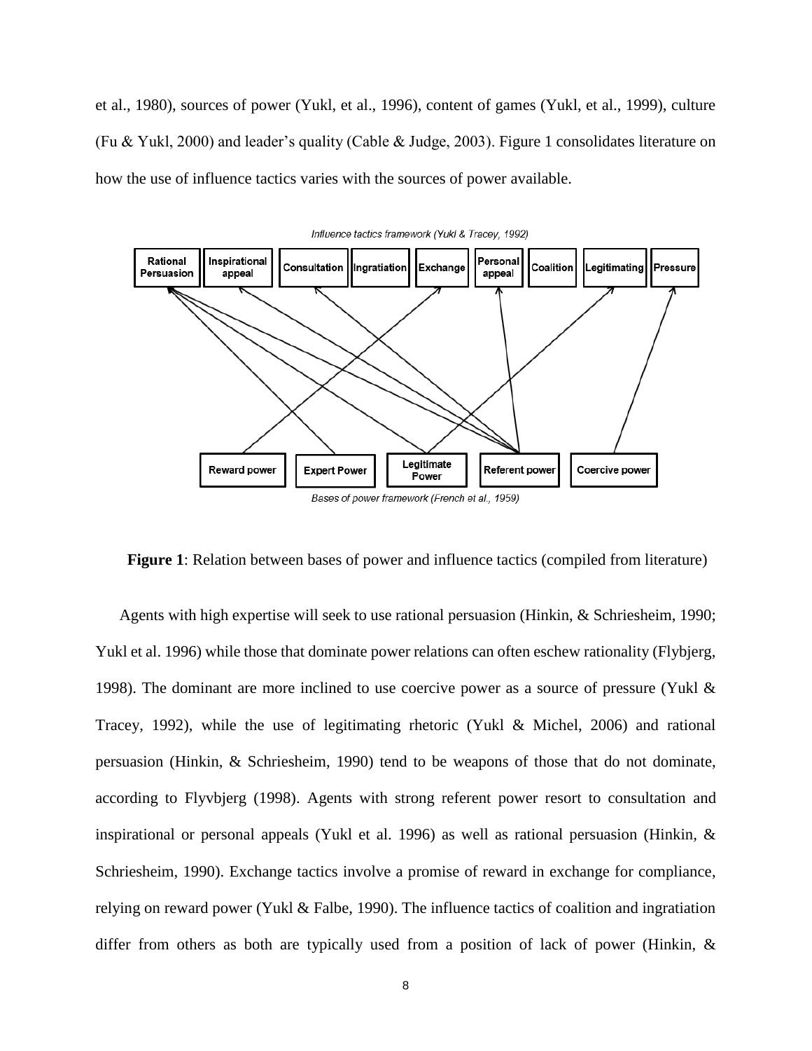et al., 1980), sources of power (Yukl, et al., 1996), content of games (Yukl, et al., 1999), culture (Fu & Yukl, 2000) and leader's quality (Cable & Judge, 2003). Figure 1 consolidates literature on how the use of influence tactics varies with the sources of power available.

**Figure 1**: Relation between bases of power and influence tactics (compiled from literature)

Agents with high expertise will seek to use rational persuasion (Hinkin, & Schriesheim, 1990; Yukl et al. 1996) while those that dominate power relations can often eschew rationality (Flybjerg, 1998). The dominant are more inclined to use coercive power as a source of pressure (Yukl & Tracey, 1992), while the use of legitimating rhetoric (Yukl & Michel, 2006) and rational persuasion (Hinkin, & Schriesheim, 1990) tend to be weapons of those that do not dominate, according to Flyvbjerg (1998). Agents with strong referent power resort to consultation and inspirational or personal appeals (Yukl et al. 1996) as well as rational persuasion (Hinkin, & Schriesheim, 1990). Exchange tactics involve a promise of reward in exchange for compliance, relying on reward power (Yukl & Falbe, 1990). The influence tactics of coalition and ingratiation differ from others as both are typically used from a position of lack of power (Hinkin, &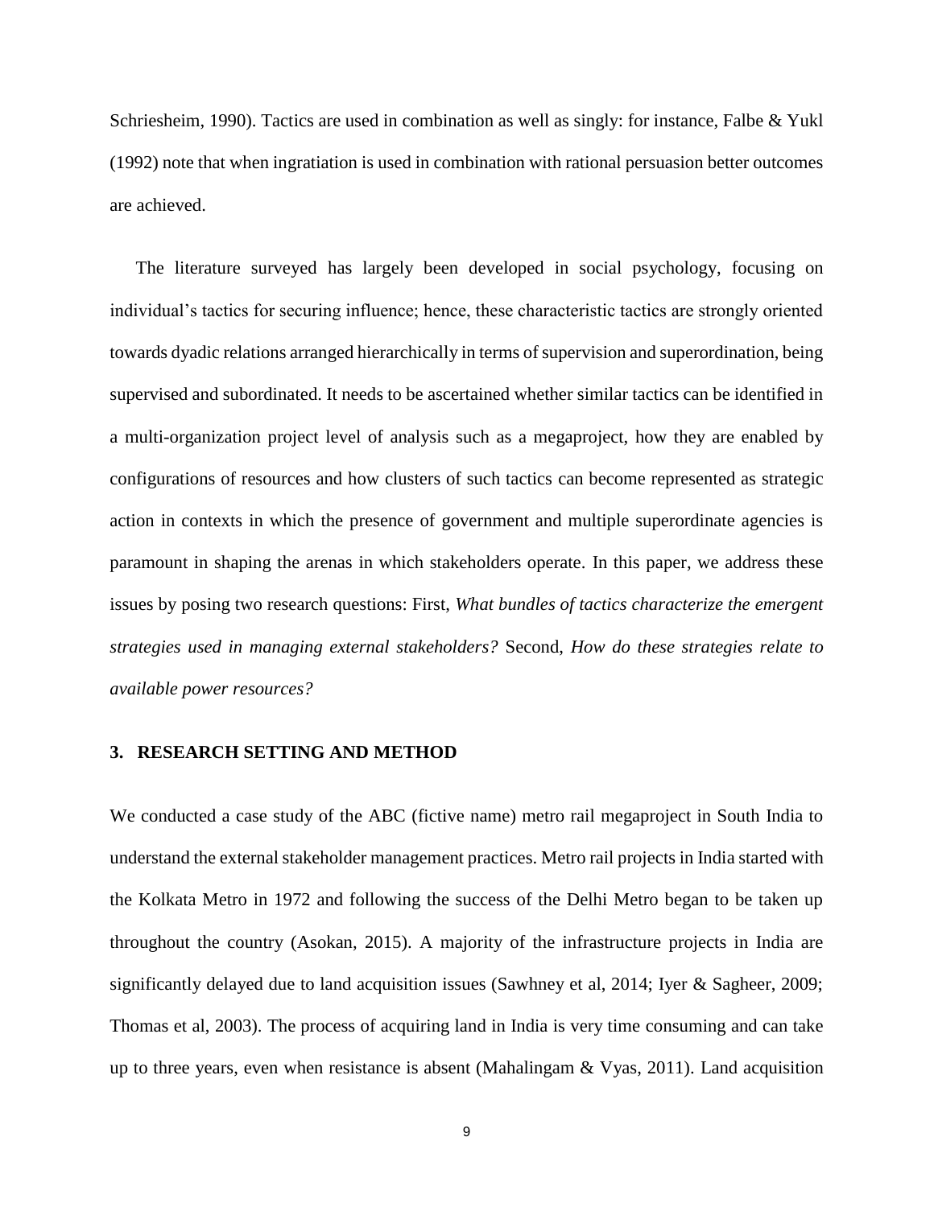Schriesheim, 1990). Tactics are used in combination as well as singly: for instance, Falbe & Yukl (1992) note that when ingratiation is used in combination with rational persuasion better outcomes are achieved.

The literature surveyed has largely been developed in social psychology, focusing on individual's tactics for securing influence; hence, these characteristic tactics are strongly oriented towards dyadic relations arranged hierarchically in terms of supervision and superordination, being supervised and subordinated. It needs to be ascertained whether similar tactics can be identified in a multi-organization project level of analysis such as a megaproject, how they are enabled by configurations of resources and how clusters of such tactics can become represented as strategic action in contexts in which the presence of government and multiple superordinate agencies is paramount in shaping the arenas in which stakeholders operate. In this paper, we address these issues by posing two research questions: First, *What bundles of tactics characterize the emergent strategies used in managing external stakeholders?* Second, *How do these strategies relate to available power resources?*

## 3. RESEARCH SETTING AND METHOD

We conducted a case study of the ABC (fictive name) metro rail megaproject in South India to understand the external stakeholder management practices. Metro rail projects in India started with the Kolkata Metro in 1972 and following the success of the Delhi Metro began to be taken up throughout the country (Asokan, 2015). A majority of the infrastructure projects in India are significantly delayed due to land acquisition issues (Sawhney et al, 2014; Iyer & Sagheer, 2009; Thomas et al, 2003). The process of acquiring land in India is very time consuming and can take up to three years, even when resistance is absent (Mahalingam & Vyas, 2011). Land acquisition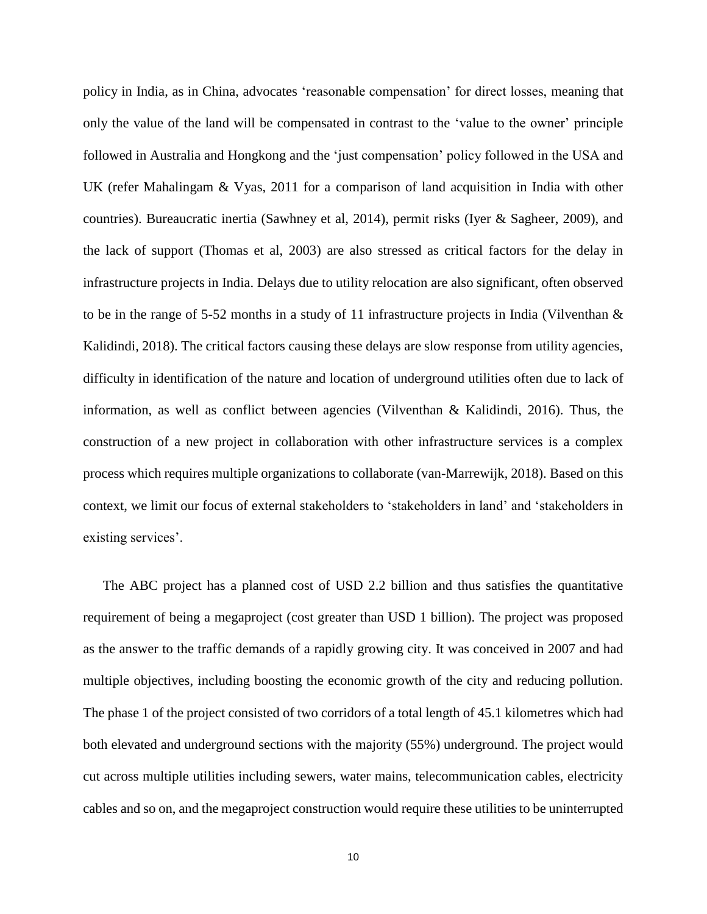policy in India, as in China, advocates 'reasonable compensation' for direct losses, meaning that only the value of the land will be compensated in contrast to the 'value to the owner' principle followed in Australia and Hongkong and the 'just compensation' policy followed in the USA and UK (refer Mahalingam & Vyas, 2011 for a comparison of land acquisition in India with other countries). Bureaucratic inertia (Sawhney et al, 2014), permit risks (Iyer & Sagheer, 2009), and the lack of support (Thomas et al, 2003) are also stressed as critical factors for the delay in infrastructure projects in India. Delays due to utility relocation are also significant, often observed to be in the range of 5-52 months in a study of 11 infrastructure projects in India (Vilventhan & Kalidindi, 2018). The critical factors causing these delays are slow response from utility agencies, difficulty in identification of the nature and location of underground utilities often due to lack of information, as well as conflict between agencies (Vilventhan & Kalidindi, 2016). Thus, the construction of a new project in collaboration with other infrastructure services is a complex process which requires multiple organizations to collaborate (van-Marrewijk, 2018). Based on this context, we limit our focus of external stakeholders to 'stakeholders in land' and 'stakeholders in existing services'.

The ABC project has a planned cost of USD 2.2 billion and thus satisfies the quantitative requirement of being a megaproject (cost greater than USD 1 billion). The project was proposed as the answer to the traffic demands of a rapidly growing city. It was conceived in 2007 and had multiple objectives, including boosting the economic growth of the city and reducing pollution. The phase 1 of the project consisted of two corridors of a total length of 45.1 kilometres which had both elevated and underground sections with the majority (55%) underground. The project would cut across multiple utilities including sewers, water mains, telecommunication cables, electricity cables and so on, and the megaproject construction would require these utilities to be uninterrupted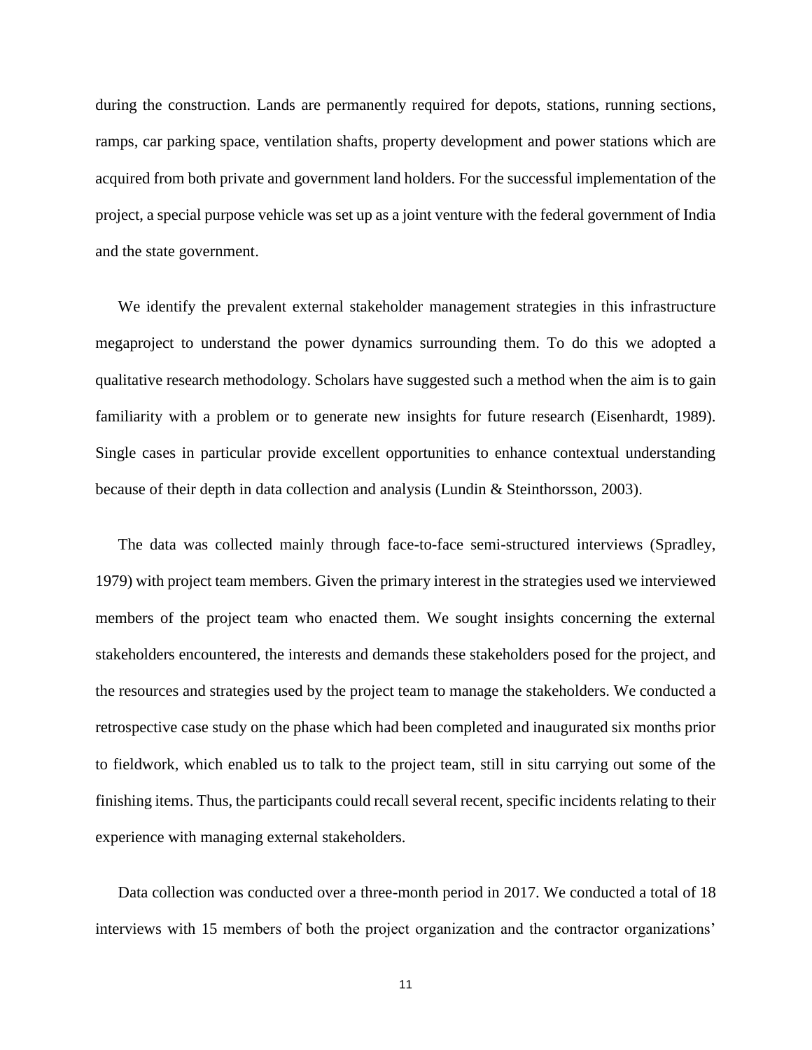during the construction. Lands are permanently required for depots, stations, running sections, ramps, car parking space, ventilation shafts, property development and power stations which are acquired from both private and government land holders. For the successful implementation of the project, a special purpose vehicle was set up as a joint venture with the federal government of India and the state government.

We identify the prevalent external stakeholder management strategies in this infrastructure megaproject to understand the power dynamics surrounding them. To do this we adopted a qualitative research methodology. Scholars have suggested such a method when the aim is to gain familiarity with a problem or to generate new insights for future research (Eisenhardt, 1989). Single cases in particular provide excellent opportunities to enhance contextual understanding because of their depth in data collection and analysis (Lundin & Steinthorsson, 2003).

The data was collected mainly through face-to-face semi-structured interviews (Spradley, 1979) with project team members. Given the primary interest in the strategies used we interviewed members of the project team who enacted them. We sought insights concerning the external stakeholders encountered, the interests and demands these stakeholders posed for the project, and the resources and strategies used by the project team to manage the stakeholders. We conducted a retrospective case study on the phase which had been completed and inaugurated six months prior to fieldwork, which enabled us to talk to the project team, still in situ carrying out some of the finishing items. Thus, the participants could recall several recent, specific incidents relating to their experience with managing external stakeholders.

Data collection was conducted over a three-month period in 2017. We conducted a total of 18 interviews with 15 members of both the project organization and the contractor organizations'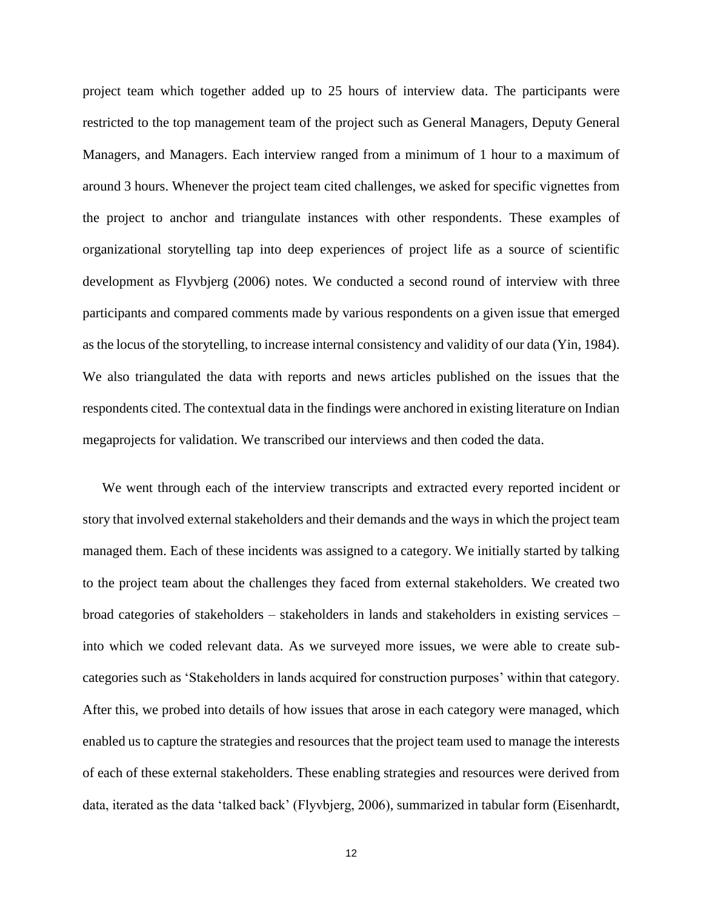project team which together added up to 25 hours of interview data. The participants were restricted to the top management team of the project such as General Managers, Deputy General Managers, and Managers. Each interview ranged from a minimum of 1 hour to a maximum of around 3 hours. Whenever the project team cited challenges, we asked for specific vignettes from the project to anchor and triangulate instances with other respondents. These examples of organizational storytelling tap into deep experiences of project life as a source of scientific development as Flyvbjerg (2006) notes. We conducted a second round of interview with three participants and compared comments made by various respondents on a given issue that emerged as the locus of the storytelling, to increase internal consistency and validity of our data (Yin, 1984). We also triangulated the data with reports and news articles published on the issues that the respondents cited. The contextual data in the findings were anchored in existing literature on Indian megaprojects for validation. We transcribed our interviews and then coded the data.

We went through each of the interview transcripts and extracted every reported incident or story that involved external stakeholders and their demands and the ways in which the project team managed them. Each of these incidents was assigned to a category. We initially started by talking to the project team about the challenges they faced from external stakeholders. We created two broad categories of stakeholders – stakeholders in lands and stakeholders in existing services – into which we coded relevant data. As we surveyed more issues, we were able to create sub-categories such as 'Stakeholders in lands acquired for construction purposes' within that category. After this, we probed into details of how issues that arose in each category were managed, which enabled us to capture the strategies and resources that the project team used to manage the interests of each of these external stakeholders. These enabling strategies and resources were derived from data, iterated as the data 'talked back' (Flyvbjerg, 2006), summarized in tabular form (Eisenhardt,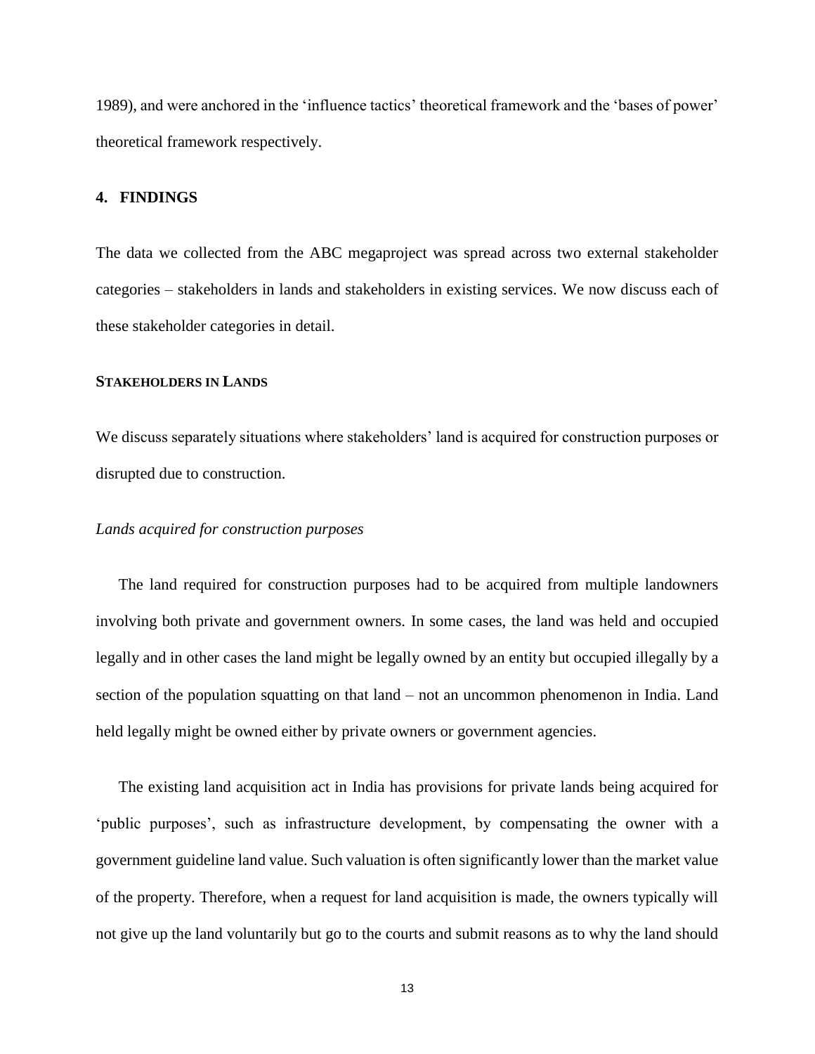1989), and were anchored in the 'influence tactics' theoretical framework and the 'bases of power' theoretical framework respectively.

## 4. FINDINGS

The data we collected from the ABC megaproject was spread across two external stakeholder categories – stakeholders in lands and stakeholders in existing services. We now discuss each of these stakeholder categories in detail.

### STAKEHOLDERS IN LANDS

We discuss separately situations where stakeholders' land is acquired for construction purposes or disrupted due to construction.

*Lands acquired for construction purposes*

The land required for construction purposes had to be acquired from multiple landowners involving both private and government owners. In some cases, the land was held and occupied legally and in other cases the land might be legally owned by an entity but occupied illegally by a section of the population squatting on that land – not an uncommon phenomenon in India. Land held legally might be owned either by private owners or government agencies.

The existing land acquisition act in India has provisions for private lands being acquired for 'public purposes', such as infrastructure development, by compensating the owner with a government guideline land value. Such valuation is often significantly lower than the market value of the property. Therefore, when a request for land acquisition is made, the owners typically will not give up the land voluntarily but go to the courts and submit reasons as to why the land should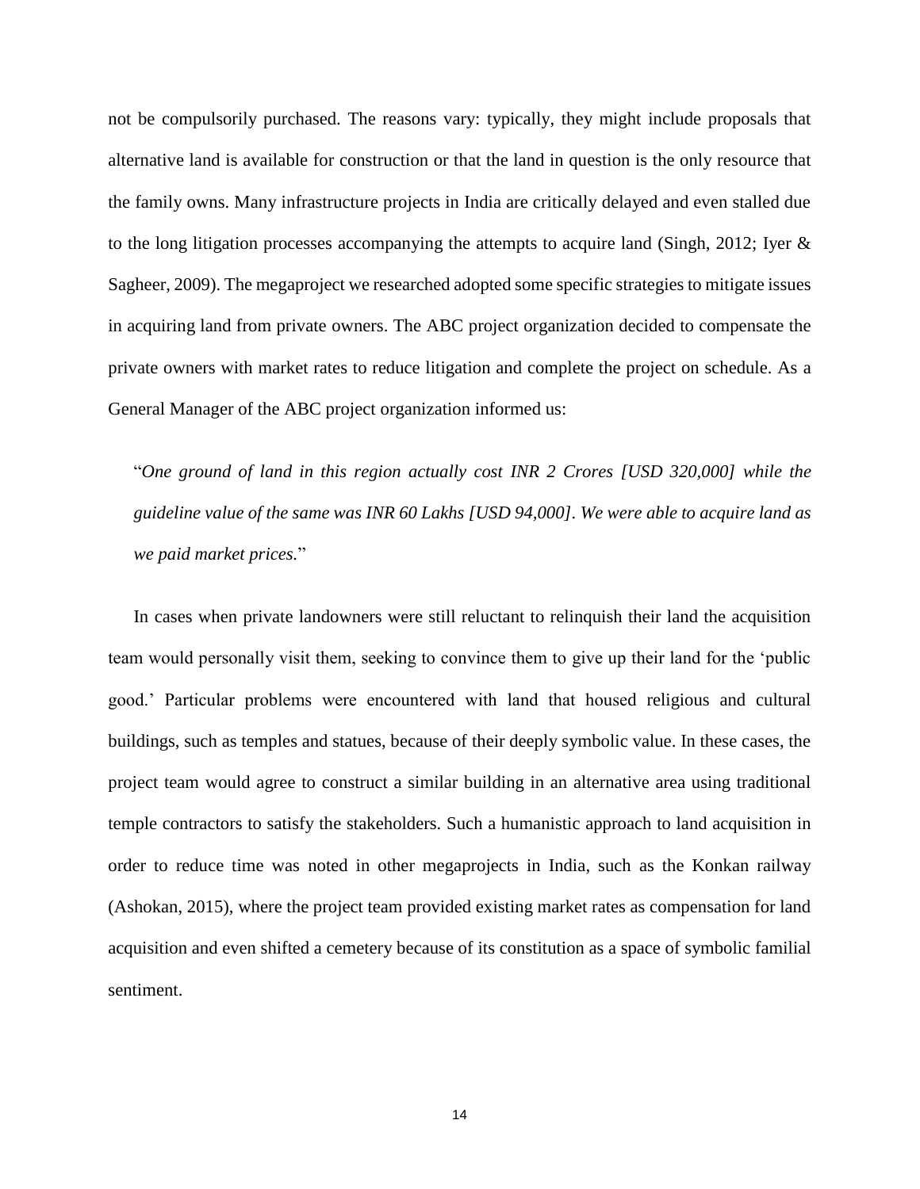not be compulsorily purchased. The reasons vary: typically, they might include proposals that alternative land is available for construction or that the land in question is the only resource that the family owns. Many infrastructure projects in India are critically delayed and even stalled due to the long litigation processes accompanying the attempts to acquire land (Singh, 2012; Iyer & Sagheer, 2009). The megaproject we researched adopted some specific strategies to mitigate issues in acquiring land from private owners. The ABC project organization decided to compensate the private owners with market rates to reduce litigation and complete the project on schedule. As a General Manager of the ABC project organization informed us:

> "*One ground of land in this region actually cost INR 2 Crores [USD 320,000] while the guideline value of the same was INR 60 Lakhs [USD 94,000]. We were able to acquire land as we paid market prices.*"

In cases when private landowners were still reluctant to relinquish their land the acquisition team would personally visit them, seeking to convince them to give up their land for the 'public good.' Particular problems were encountered with land that housed religious and cultural buildings, such as temples and statues, because of their deeply symbolic value. In these cases, the project team would agree to construct a similar building in an alternative area using traditional temple contractors to satisfy the stakeholders. Such a humanistic approach to land acquisition in order to reduce time was noted in other megaprojects in India, such as the Konkan railway (Ashokan, 2015), where the project team provided existing market rates as compensation for land acquisition and even shifted a cemetery because of its constitution as a space of symbolic familial sentiment.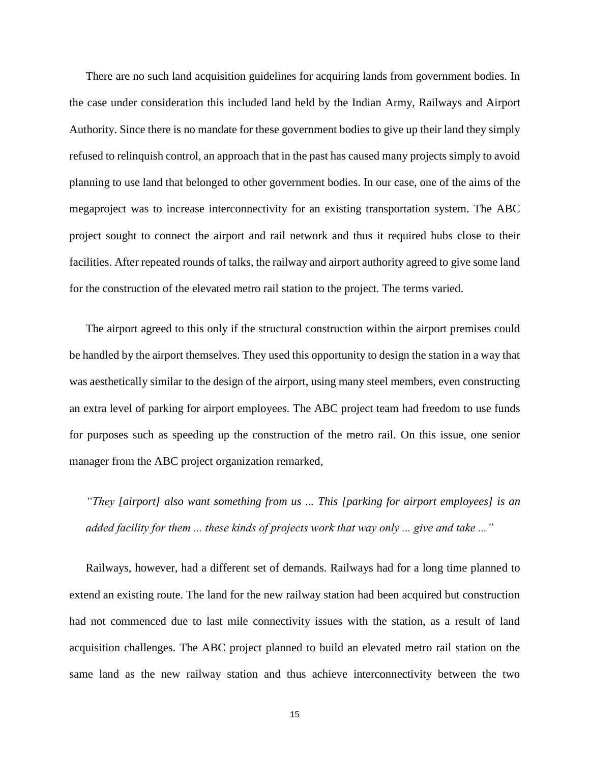There are no such land acquisition guidelines for acquiring lands from government bodies. In the case under consideration this included land held by the Indian Army, Railways and Airport Authority. Since there is no mandate for these government bodies to give up their land they simply refused to relinquish control, an approach that in the past has caused many projects simply to avoid planning to use land that belonged to other government bodies. In our case, one of the aims of the megaproject was to increase interconnectivity for an existing transportation system. The ABC project sought to connect the airport and rail network and thus it required hubs close to their facilities. After repeated rounds of talks, the railway and airport authority agreed to give some land for the construction of the elevated metro rail station to the project. The terms varied.

The airport agreed to this only if the structural construction within the airport premises could be handled by the airport themselves. They used this opportunity to design the station in a way that was aesthetically similar to the design of the airport, using many steel members, even constructing an extra level of parking for airport employees. The ABC project team had freedom to use funds for purposes such as speeding up the construction of the metro rail. On this issue, one senior manager from the ABC project organization remarked,

*"They [airport] also want something from us ... This [parking for airport employees] is an added facility for them ... these kinds of projects work that way only ... give and take ..."*

Railways, however, had a different set of demands. Railways had for a long time planned to extend an existing route. The land for the new railway station had been acquired but construction had not commenced due to last mile connectivity issues with the station, as a result of land acquisition challenges. The ABC project planned to build an elevated metro rail station on the same land as the new railway station and thus achieve interconnectivity between the two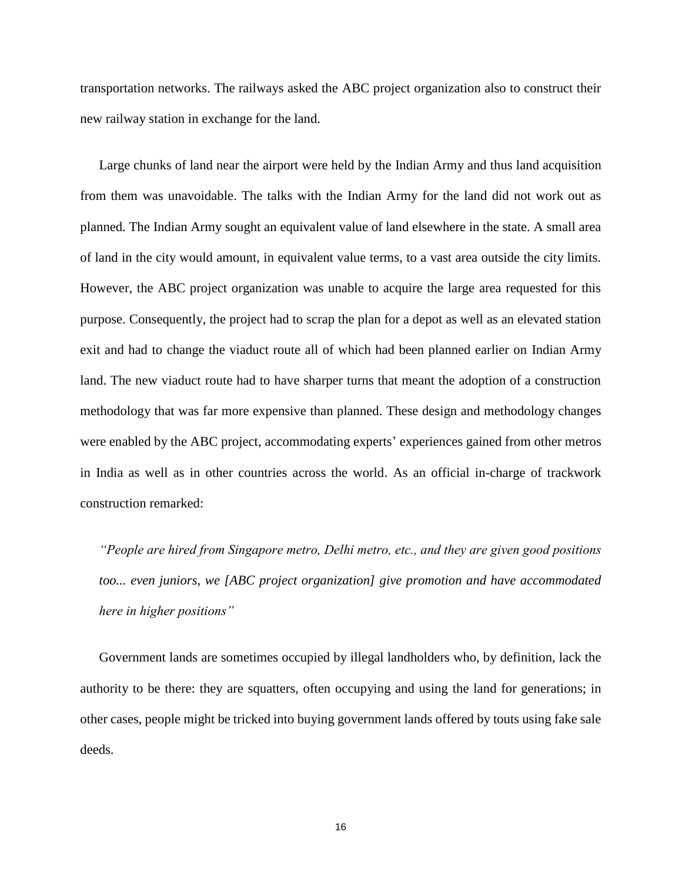transportation networks. The railways asked the ABC project organization also to construct their new railway station in exchange for the land.

Large chunks of land near the airport were held by the Indian Army and thus land acquisition from them was unavoidable. The talks with the Indian Army for the land did not work out as planned. The Indian Army sought an equivalent value of land elsewhere in the state. A small area of land in the city would amount, in equivalent value terms, to a vast area outside the city limits. However, the ABC project organization was unable to acquire the large area requested for this purpose. Consequently, the project had to scrap the plan for a depot as well as an elevated station exit and had to change the viaduct route all of which had been planned earlier on Indian Army land. The new viaduct route had to have sharper turns that meant the adoption of a construction methodology that was far more expensive than planned. These design and methodology changes were enabled by the ABC project, accommodating experts' experiences gained from other metros in India as well as in other countries across the world. As an official in-charge of trackwork construction remarked:

*"People are hired from Singapore metro, Delhi metro, etc., and they are given good positions too... even juniors, we [ABC project organization] give promotion and have accommodated here in higher positions"*

Government lands are sometimes occupied by illegal landholders who, by definition, lack the authority to be there: they are squatters, often occupying and using the land for generations; in other cases, people might be tricked into buying government lands offered by touts using fake sale deeds.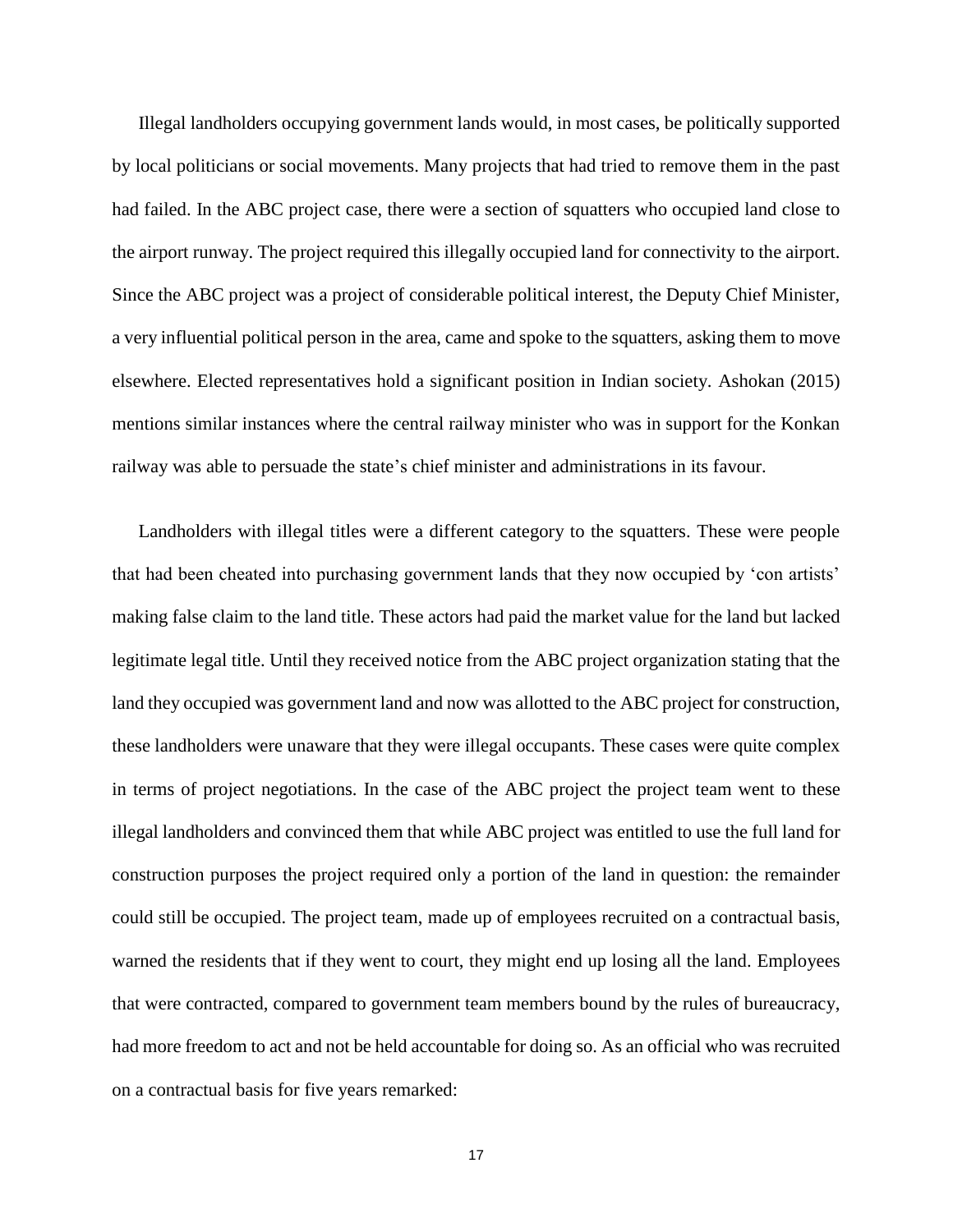Illegal landholders occupying government lands would, in most cases, be politically supported by local politicians or social movements. Many projects that had tried to remove them in the past had failed. In the ABC project case, there were a section of squatters who occupied land close to the airport runway. The project required this illegally occupied land for connectivity to the airport. Since the ABC project was a project of considerable political interest, the Deputy Chief Minister, a very influential political person in the area, came and spoke to the squatters, asking them to move elsewhere. Elected representatives hold a significant position in Indian society. Ashokan (2015) mentions similar instances where the central railway minister who was in support for the Konkan railway was able to persuade the state's chief minister and administrations in its favour.

Landholders with illegal titles were a different category to the squatters. These were people that had been cheated into purchasing government lands that they now occupied by 'con artists' making false claim to the land title. These actors had paid the market value for the land but lacked legitimate legal title. Until they received notice from the ABC project organization stating that the land they occupied was government land and now was allotted to the ABC project for construction, these landholders were unaware that they were illegal occupants. These cases were quite complex in terms of project negotiations. In the case of the ABC project the project team went to these illegal landholders and convinced them that while ABC project was entitled to use the full land for construction purposes the project required only a portion of the land in question: the remainder could still be occupied. The project team, made up of employees recruited on a contractual basis, warned the residents that if they went to court, they might end up losing all the land. Employees that were contracted, compared to government team members bound by the rules of bureaucracy, had more freedom to act and not be held accountable for doing so. As an official who was recruited on a contractual basis for five years remarked: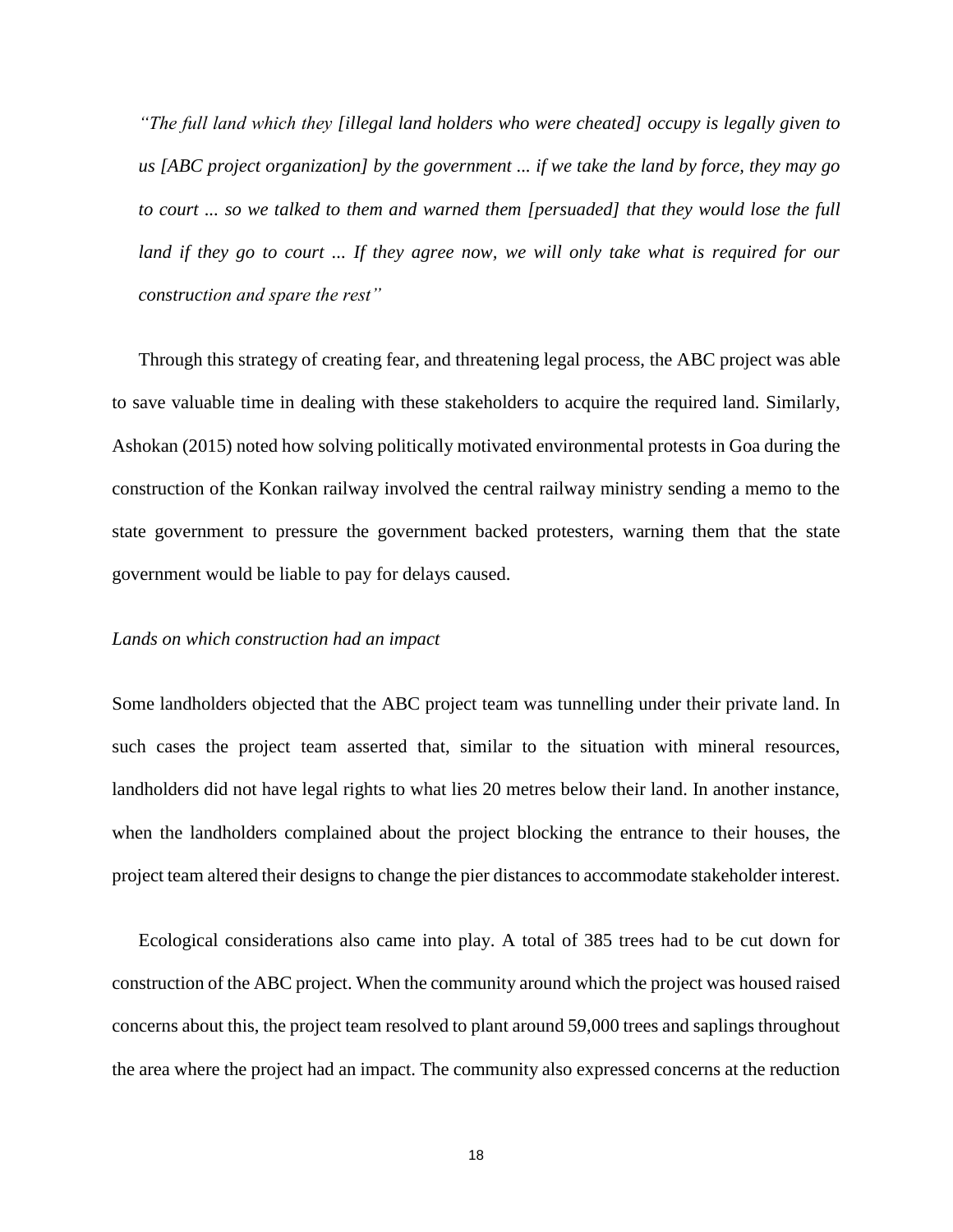*"The full land which they [illegal land holders who were cheated] occupy is legally given to us [ABC project organization] by the government ... if we take the land by force, they may go to court ... so we talked to them and warned them [persuaded] that they would lose the full land if they go to court ... If they agree now, we will only take what is required for our construction and spare the rest"*

Through this strategy of creating fear, and threatening legal process, the ABC project was able to save valuable time in dealing with these stakeholders to acquire the required land. Similarly, Ashokan (2015) noted how solving politically motivated environmental protests in Goa during the construction of the Konkan railway involved the central railway ministry sending a memo to the state government to pressure the government backed protesters, warning them that the state government would be liable to pay for delays caused.

*Lands on which construction had an impact*

Some landholders objected that the ABC project team was tunnelling under their private land. In such cases the project team asserted that, similar to the situation with mineral resources, landholders did not have legal rights to what lies 20 metres below their land. In another instance, when the landholders complained about the project blocking the entrance to their houses, the project team altered their designs to change the pier distances to accommodate stakeholder interest.

Ecological considerations also came into play. A total of 385 trees had to be cut down for construction of the ABC project. When the community around which the project was housed raised concerns about this, the project team resolved to plant around 59,000 trees and saplings throughout the area where the project had an impact. The community also expressed concerns at the reduction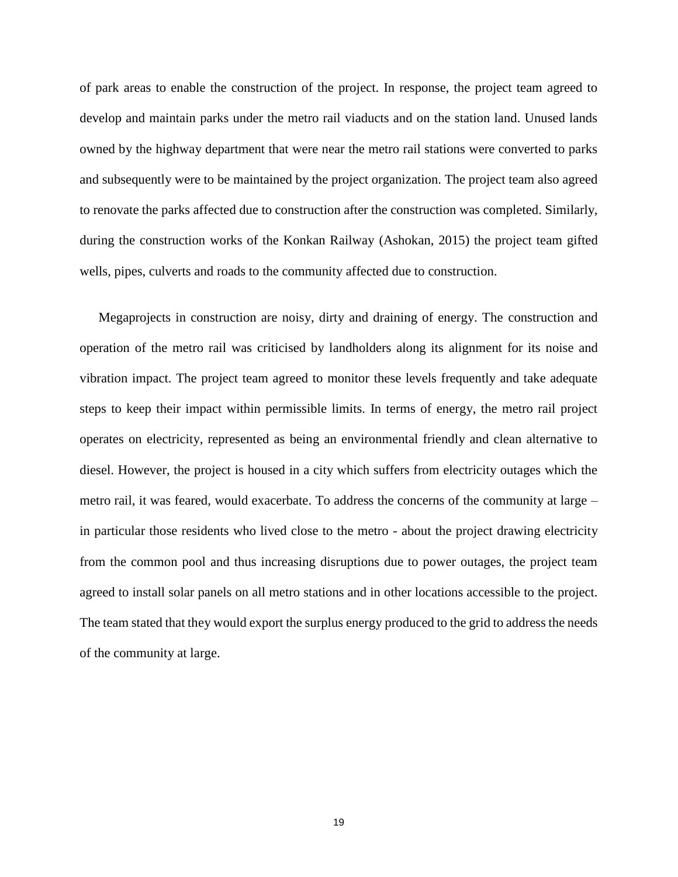of park areas to enable the construction of the project. In response, the project team agreed to develop and maintain parks under the metro rail viaducts and on the station land. Unused lands owned by the highway department that were near the metro rail stations were converted to parks and subsequently were to be maintained by the project organization. The project team also agreed to renovate the parks affected due to construction after the construction was completed. Similarly, during the construction works of the Konkan Railway (Ashokan, 2015) the project team gifted wells, pipes, culverts and roads to the community affected due to construction.

Megaprojects in construction are noisy, dirty and draining of energy. The construction and operation of the metro rail was criticised by landholders along its alignment for its noise and vibration impact. The project team agreed to monitor these levels frequently and take adequate steps to keep their impact within permissible limits. In terms of energy, the metro rail project operates on electricity, represented as being an environmental friendly and clean alternative to diesel. However, the project is housed in a city which suffers from electricity outages which the metro rail, it was feared, would exacerbate. To address the concerns of the community at large – in particular those residents who lived close to the metro - about the project drawing electricity from the common pool and thus increasing disruptions due to power outages, the project team agreed to install solar panels on all metro stations and in other locations accessible to the project. The team stated that they would export the surplus energy produced to the grid to address the needs of the community at large.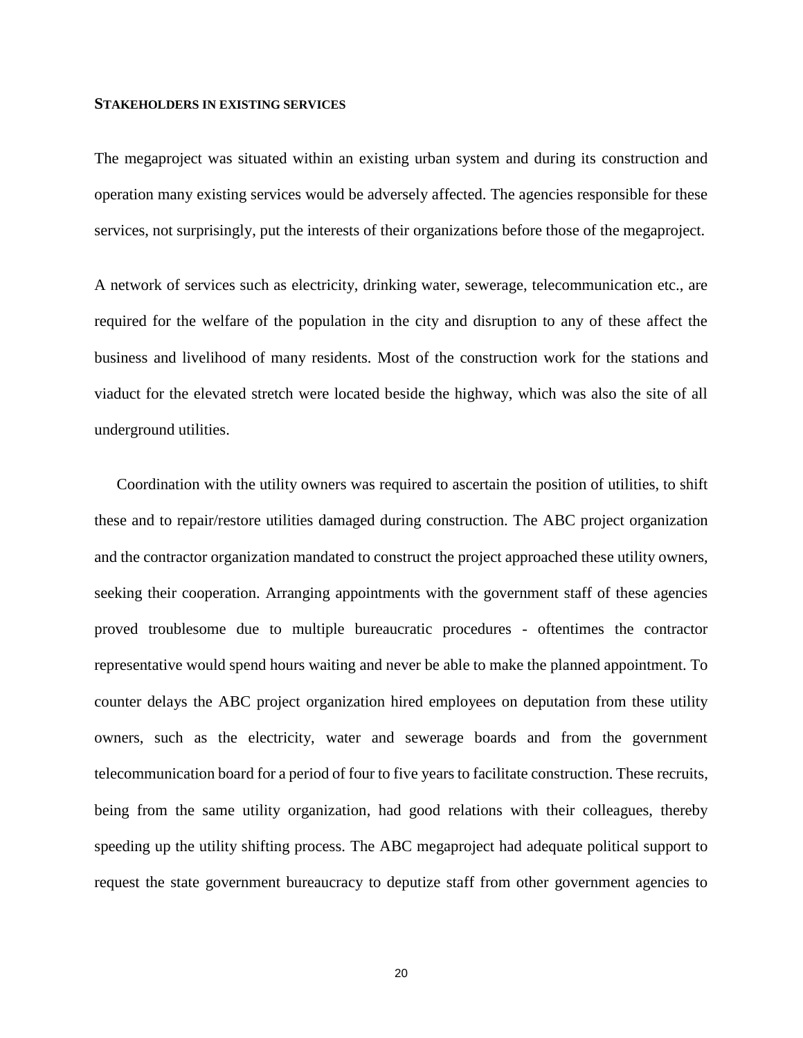### STAKEHOLDERS IN EXISTING SERVICES

The megaproject was situated within an existing urban system and during its construction and operation many existing services would be adversely affected. The agencies responsible for these services, not surprisingly, put the interests of their organizations before those of the megaproject.

A network of services such as electricity, drinking water, sewerage, telecommunication etc., are required for the welfare of the population in the city and disruption to any of these affect the business and livelihood of many residents. Most of the construction work for the stations and viaduct for the elevated stretch were located beside the highway, which was also the site of all underground utilities.

Coordination with the utility owners was required to ascertain the position of utilities, to shift these and to repair/restore utilities damaged during construction. The ABC project organization and the contractor organization mandated to construct the project approached these utility owners, seeking their cooperation. Arranging appointments with the government staff of these agencies proved troublesome due to multiple bureaucratic procedures - oftentimes the contractor representative would spend hours waiting and never be able to make the planned appointment. To counter delays the ABC project organization hired employees on deputation from these utility owners, such as the electricity, water and sewerage boards and from the government telecommunication board for a period of four to five years to facilitate construction. These recruits, being from the same utility organization, had good relations with their colleagues, thereby speeding up the utility shifting process. The ABC megaproject had adequate political support to request the state government bureaucracy to deputize staff from other government agencies to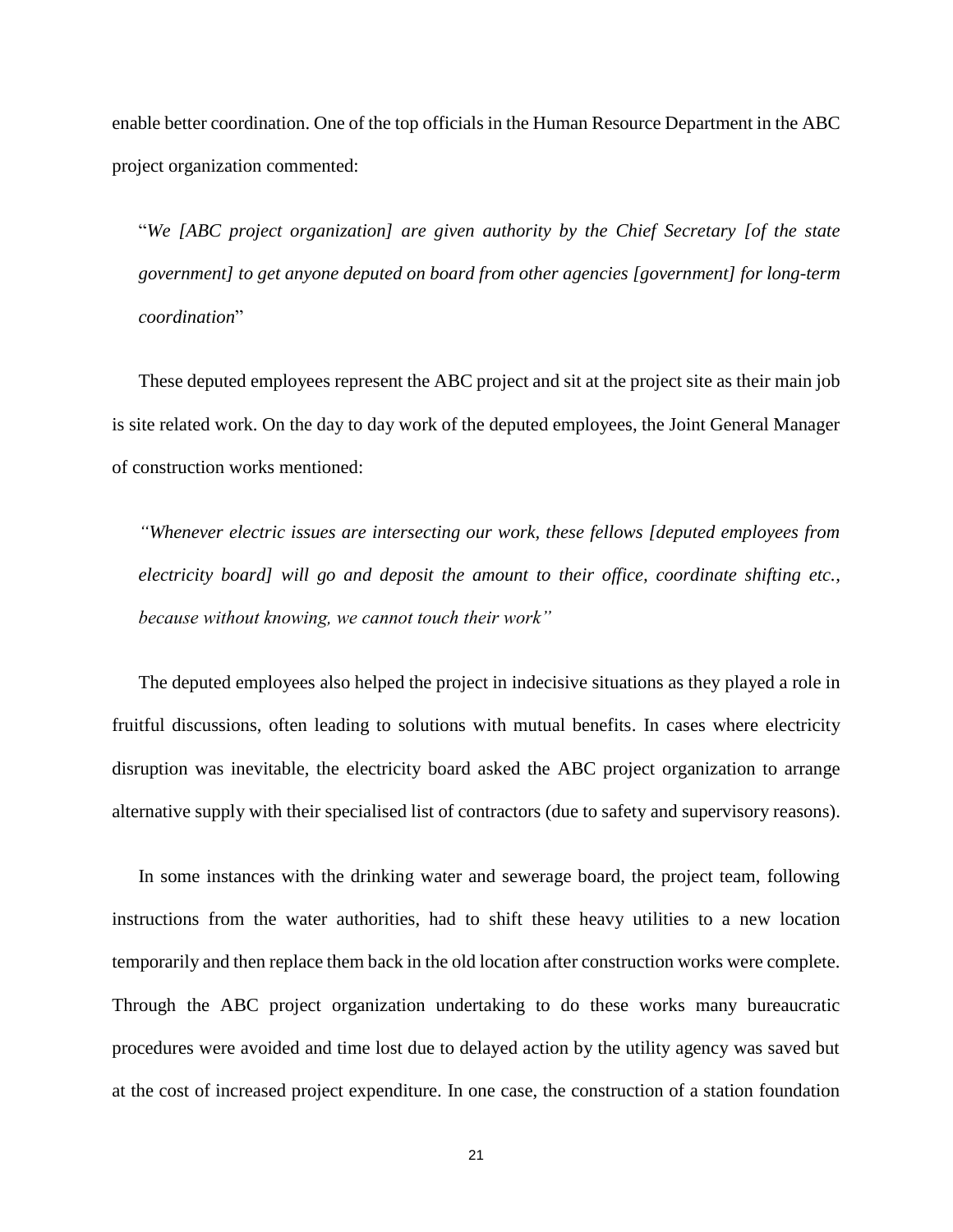enable better coordination. One of the top officials in the Human Resource Department in the ABC project organization commented:

> "*We [ABC project organization] are given authority by the Chief Secretary [of the state government] to get anyone deputed on board from other agencies [government] for long-term coordination*"

These deputed employees represent the ABC project and sit at the project site as their main job is site related work. On the day to day work of the deputed employees, the Joint General Manager of construction works mentioned:

> *"Whenever electric issues are intersecting our work, these fellows [deputed employees from electricity board] will go and deposit the amount to their office, coordinate shifting etc., because without knowing, we cannot touch their work"*

The deputed employees also helped the project in indecisive situations as they played a role in fruitful discussions, often leading to solutions with mutual benefits. In cases where electricity disruption was inevitable, the electricity board asked the ABC project organization to arrange alternative supply with their specialised list of contractors (due to safety and supervisory reasons).

In some instances with the drinking water and sewerage board, the project team, following instructions from the water authorities, had to shift these heavy utilities to a new location temporarily and then replace them back in the old location after construction works were complete. Through the ABC project organization undertaking to do these works many bureaucratic procedures were avoided and time lost due to delayed action by the utility agency was saved but at the cost of increased project expenditure. In one case, the construction of a station foundation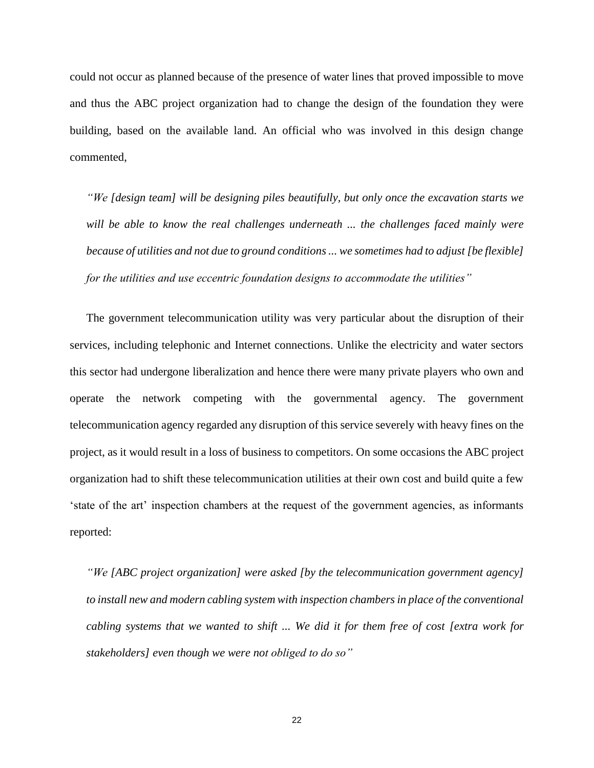could not occur as planned because of the presence of water lines that proved impossible to move and thus the ABC project organization had to change the design of the foundation they were building, based on the available land. An official who was involved in this design change commented,

> *"We [design team] will be designing piles beautifully, but only once the excavation starts we will be able to know the real challenges underneath ... the challenges faced mainly were because of utilities and not due to ground conditions ... we sometimes had to adjust [be flexible] for the utilities and use eccentric foundation designs to accommodate the utilities"*

The government telecommunication utility was very particular about the disruption of their services, including telephonic and Internet connections. Unlike the electricity and water sectors this sector had undergone liberalization and hence there were many private players who own and operate the network competing with the governmental agency. The government telecommunication agency regarded any disruption of this service severely with heavy fines on the project, as it would result in a loss of business to competitors. On some occasions the ABC project organization had to shift these telecommunication utilities at their own cost and build quite a few 'state of the art' inspection chambers at the request of the government agencies, as informants reported:

> *"We [ABC project organization] were asked [by the telecommunication government agency] to install new and modern cabling system with inspection chambers in place of the conventional cabling systems that we wanted to shift ... We did it for them free of cost [extra work for stakeholders] even though we were not obliged to do so"*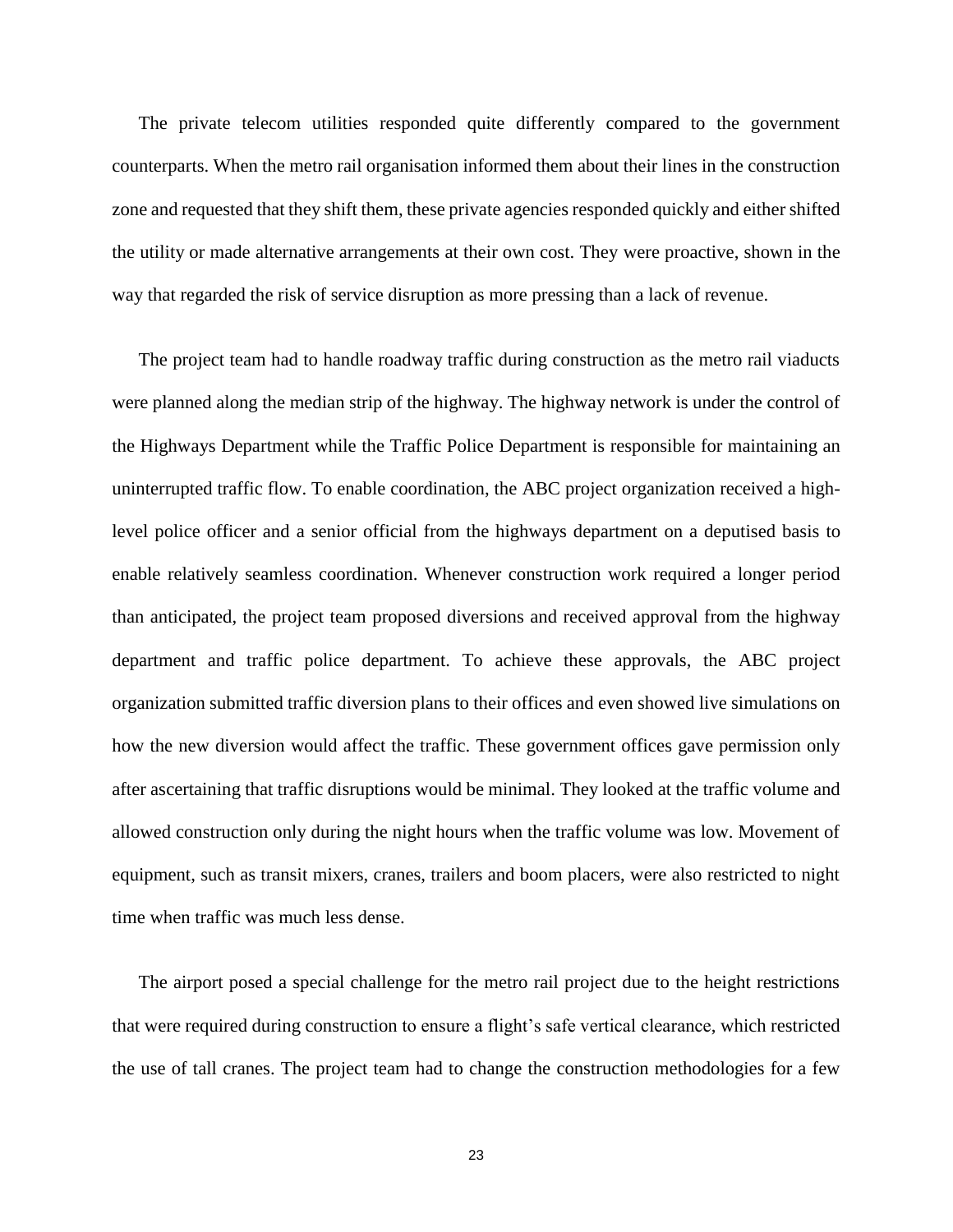The private telecom utilities responded quite differently compared to the government counterparts. When the metro rail organisation informed them about their lines in the construction zone and requested that they shift them, these private agencies responded quickly and either shifted the utility or made alternative arrangements at their own cost. They were proactive, shown in the way that regarded the risk of service disruption as more pressing than a lack of revenue.

The project team had to handle roadway traffic during construction as the metro rail viaducts were planned along the median strip of the highway. The highway network is under the control of the Highways Department while the Traffic Police Department is responsible for maintaining an uninterrupted traffic flow. To enable coordination, the ABC project organization received a high-level police officer and a senior official from the highways department on a deputised basis to enable relatively seamless coordination. Whenever construction work required a longer period than anticipated, the project team proposed diversions and received approval from the highway department and traffic police department. To achieve these approvals, the ABC project organization submitted traffic diversion plans to their offices and even showed live simulations on how the new diversion would affect the traffic. These government offices gave permission only after ascertaining that traffic disruptions would be minimal. They looked at the traffic volume and allowed construction only during the night hours when the traffic volume was low. Movement of equipment, such as transit mixers, cranes, trailers and boom placers, were also restricted to night time when traffic was much less dense.

The airport posed a special challenge for the metro rail project due to the height restrictions that were required during construction to ensure a flight's safe vertical clearance, which restricted the use of tall cranes. The project team had to change the construction methodologies for a few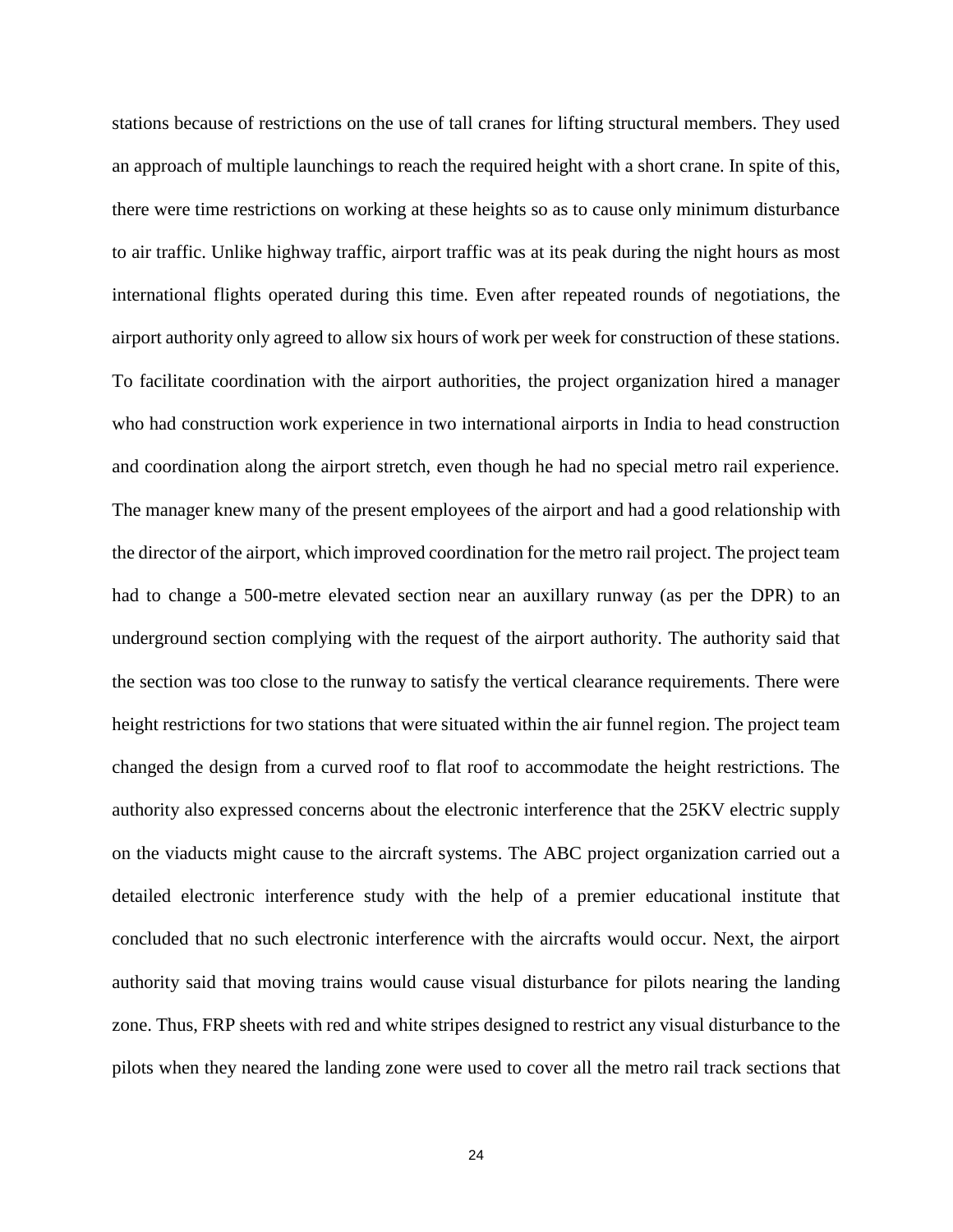stations because of restrictions on the use of tall cranes for lifting structural members. They used an approach of multiple launchings to reach the required height with a short crane. In spite of this, there were time restrictions on working at these heights so as to cause only minimum disturbance to air traffic. Unlike highway traffic, airport traffic was at its peak during the night hours as most international flights operated during this time. Even after repeated rounds of negotiations, the airport authority only agreed to allow six hours of work per week for construction of these stations. To facilitate coordination with the airport authorities, the project organization hired a manager who had construction work experience in two international airports in India to head construction and coordination along the airport stretch, even though he had no special metro rail experience. The manager knew many of the present employees of the airport and had a good relationship with the director of the airport, which improved coordination for the metro rail project. The project team had to change a 500-metre elevated section near an auxillary runway (as per the DPR) to an underground section complying with the request of the airport authority. The authority said that the section was too close to the runway to satisfy the vertical clearance requirements. There were height restrictions for two stations that were situated within the air funnel region. The project team changed the design from a curved roof to flat roof to accommodate the height restrictions. The authority also expressed concerns about the electronic interference that the 25KV electric supply on the viaducts might cause to the aircraft systems. The ABC project organization carried out a detailed electronic interference study with the help of a premier educational institute that concluded that no such electronic interference with the aircrafts would occur. Next, the airport authority said that moving trains would cause visual disturbance for pilots nearing the landing zone. Thus, FRP sheets with red and white stripes designed to restrict any visual disturbance to the pilots when they neared the landing zone were used to cover all the metro rail track sections that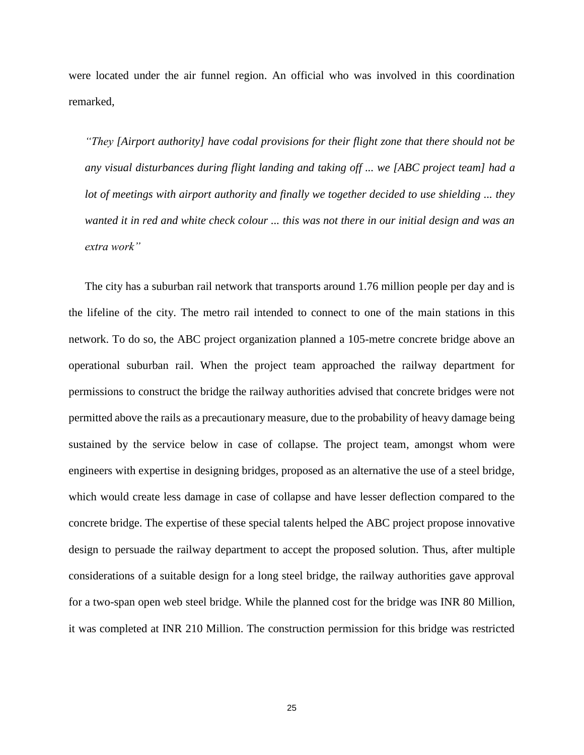were located under the air funnel region. An official who was involved in this coordination remarked,

> *"They [Airport authority] have codal provisions for their flight zone that there should not be any visual disturbances during flight landing and taking off ... we [ABC project team] had a lot of meetings with airport authority and finally we together decided to use shielding ... they wanted it in red and white check colour ... this was not there in our initial design and was an extra work"*

The city has a suburban rail network that transports around 1.76 million people per day and is the lifeline of the city. The metro rail intended to connect to one of the main stations in this network. To do so, the ABC project organization planned a 105-metre concrete bridge above an operational suburban rail. When the project team approached the railway department for permissions to construct the bridge the railway authorities advised that concrete bridges were not permitted above the rails as a precautionary measure, due to the probability of heavy damage being sustained by the service below in case of collapse. The project team, amongst whom were engineers with expertise in designing bridges, proposed as an alternative the use of a steel bridge, which would create less damage in case of collapse and have lesser deflection compared to the concrete bridge. The expertise of these special talents helped the ABC project propose innovative design to persuade the railway department to accept the proposed solution. Thus, after multiple considerations of a suitable design for a long steel bridge, the railway authorities gave approval for a two-span open web steel bridge. While the planned cost for the bridge was INR 80 Million, it was completed at INR 210 Million. The construction permission for this bridge was restricted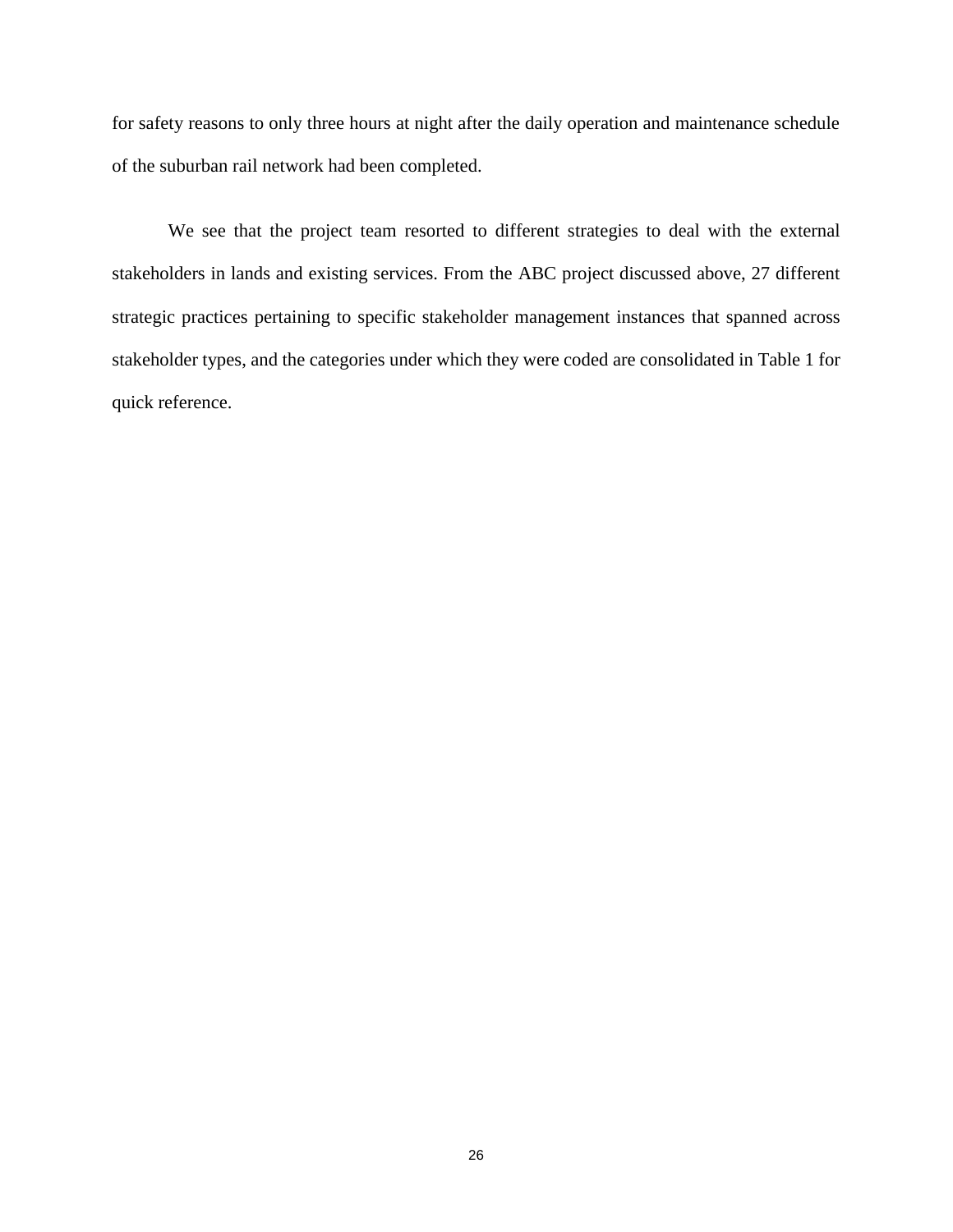for safety reasons to only three hours at night after the daily operation and maintenance schedule of the suburban rail network had been completed.

We see that the project team resorted to different strategies to deal with the external stakeholders in lands and existing services. From the ABC project discussed above, 27 different strategic practices pertaining to specific stakeholder management instances that spanned across stakeholder types, and the categories under which they were coded are consolidated in Table 1 for quick reference.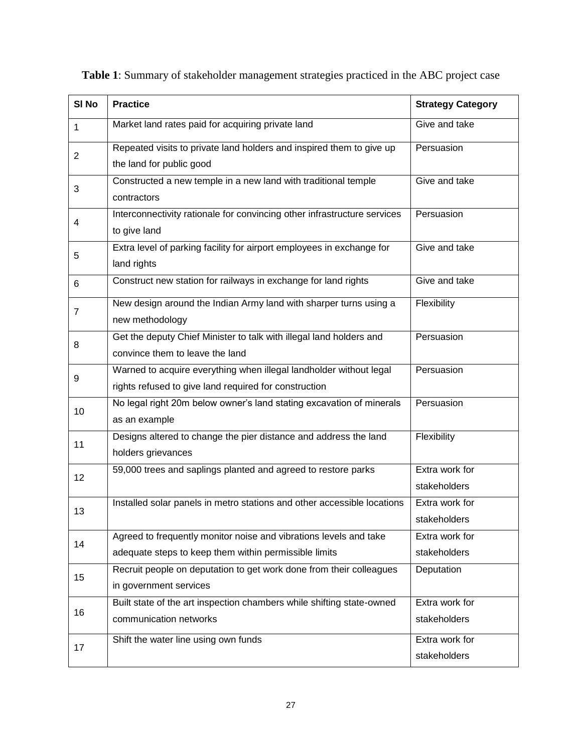**Table 1**: Summary of stakeholder management strategies practiced in the ABC project case

| Sl No | Practice | Strategy Category |
|---|---|---|
| 1 | Market land rates paid for acquiring private land | Give and take |
| 2 | Repeated visits to private land holders and inspired them to give up the land for public good | Persuasion |
| 3 | Constructed a new temple in a new land with traditional temple contractors | Give and take |
| 4 | Interconnectivity rationale for convincing other infrastructure services to give land | Persuasion |
| 5 | Extra level of parking facility for airport employees in exchange for land rights | Give and take |
| 6 | Construct new station for railways in exchange for land rights | Give and take |
| 7 | New design around the Indian Army land with sharper turns using a new methodology | Flexibility |
| 8 | Get the deputy Chief Minister to talk with illegal land holders and convince them to leave the land | Persuasion |
| 9 | Warned to acquire everything when illegal landholder without legal rights refused to give land required for construction | Persuasion |
| 10 | No legal right 20m below owner's land stating excavation of minerals as an example | Persuasion |
| 11 | Designs altered to change the pier distance and address the land holders grievances | Flexibility |
| 12 | 59,000 trees and saplings planted and agreed to restore parks | Extra work for stakeholders |
| 13 | Installed solar panels in metro stations and other accessible locations | Extra work for stakeholders |
| 14 | Agreed to frequently monitor noise and vibrations levels and take adequate steps to keep them within permissible limits | Extra work for stakeholders |
| 15 | Recruit people on deputation to get work done from their colleagues in government services | Deputation |
| 16 | Built state of the art inspection chambers while shifting state-owned communication networks | Extra work for stakeholders |
| 17 | Shift the water line using own funds | Extra work for stakeholders |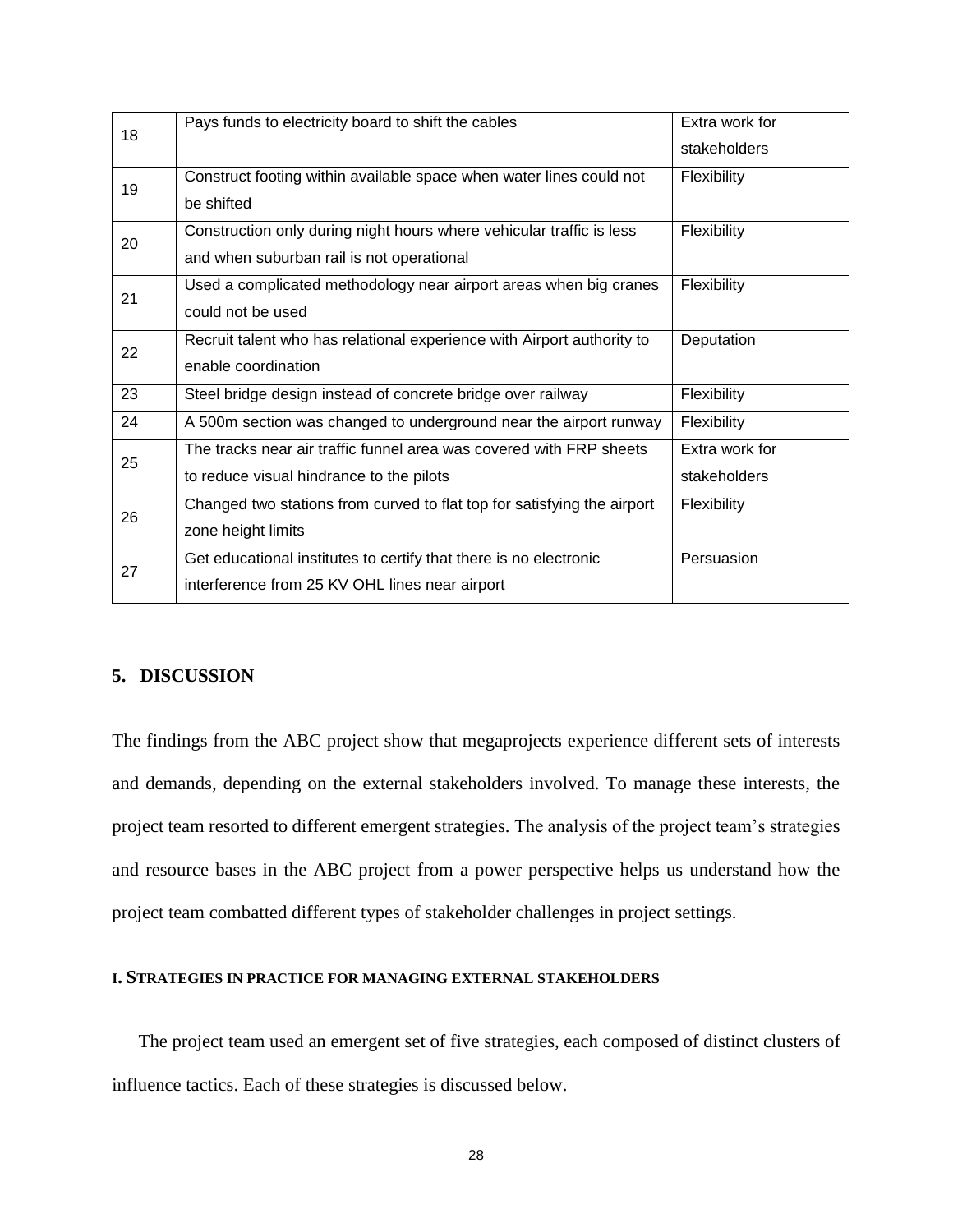| 18 | Pays funds to electricity board to shift the cables | Extra work for stakeholders |
|---|---|---|
| 19 | Construct footing within available space when water lines could not be shifted | Flexibility |
| 20 | Construction only during night hours where vehicular traffic is less and when suburban rail is not operational | Flexibility |
| 21 | Used a complicated methodology near airport areas when big cranes could not be used | Flexibility |
| 22 | Recruit talent who has relational experience with Airport authority to enable coordination | Deputation |
| 23 | Steel bridge design instead of concrete bridge over railway | Flexibility |
| 24 | A 500m section was changed to underground near the airport runway | Flexibility |
| 25 | The tracks near air traffic funnel area was covered with FRP sheets to reduce visual hindrance to the pilots | Extra work for stakeholders |
| 26 | Changed two stations from curved to flat top for satisfying the airport zone height limits | Flexibility |
| 27 | Get educational institutes to certify that there is no electronic interference from 25 KV OHL lines near airport | Persuasion |

## 5. DISCUSSION

The findings from the ABC project show that megaprojects experience different sets of interests and demands, depending on the external stakeholders involved. To manage these interests, the project team resorted to different emergent strategies. The analysis of the project team's strategies and resource bases in the ABC project from a power perspective helps us understand how the project team combatted different types of stakeholder challenges in project settings.

### I. STRATEGIES IN PRACTICE FOR MANAGING EXTERNAL STAKEHOLDERS

The project team used an emergent set of five strategies, each composed of distinct clusters of influence tactics. Each of these strategies is discussed below.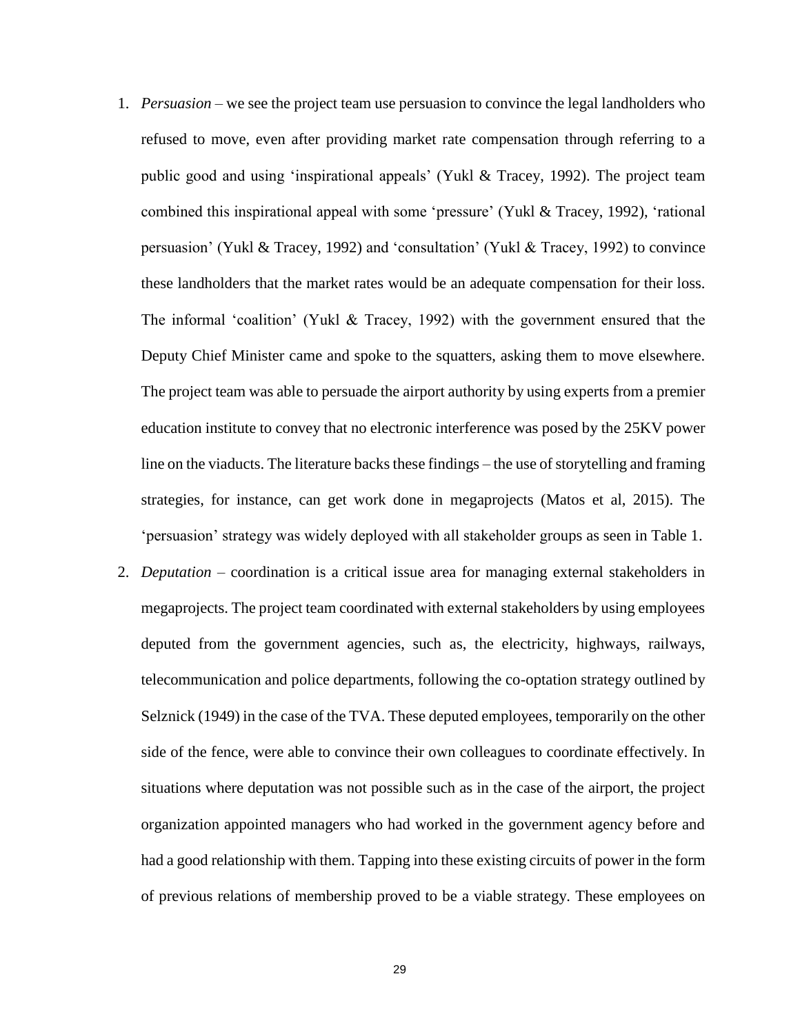1. *Persuasion* – we see the project team use persuasion to convince the legal landholders who refused to move, even after providing market rate compensation through referring to a public good and using 'inspirational appeals' (Yukl & Tracey, 1992). The project team combined this inspirational appeal with some 'pressure' (Yukl & Tracey, 1992), 'rational persuasion' (Yukl & Tracey, 1992) and 'consultation' (Yukl & Tracey, 1992) to convince these landholders that the market rates would be an adequate compensation for their loss. The informal 'coalition' (Yukl & Tracey, 1992) with the government ensured that the Deputy Chief Minister came and spoke to the squatters, asking them to move elsewhere. The project team was able to persuade the airport authority by using experts from a premier education institute to convey that no electronic interference was posed by the 25KV power line on the viaducts. The literature backs these findings – the use of storytelling and framing strategies, for instance, can get work done in megaprojects (Matos et al, 2015). The 'persuasion' strategy was widely deployed with all stakeholder groups as seen in Table 1.
2. *Deputation* – coordination is a critical issue area for managing external stakeholders in megaprojects. The project team coordinated with external stakeholders by using employees deputed from the government agencies, such as, the electricity, highways, railways, telecommunication and police departments, following the co-optation strategy outlined by Selznick (1949) in the case of the TVA. These deputed employees, temporarily on the other side of the fence, were able to convince their own colleagues to coordinate effectively. In situations where deputation was not possible such as in the case of the airport, the project organization appointed managers who had worked in the government agency before and had a good relationship with them. Tapping into these existing circuits of power in the form of previous relations of membership proved to be a viable strategy. These employees on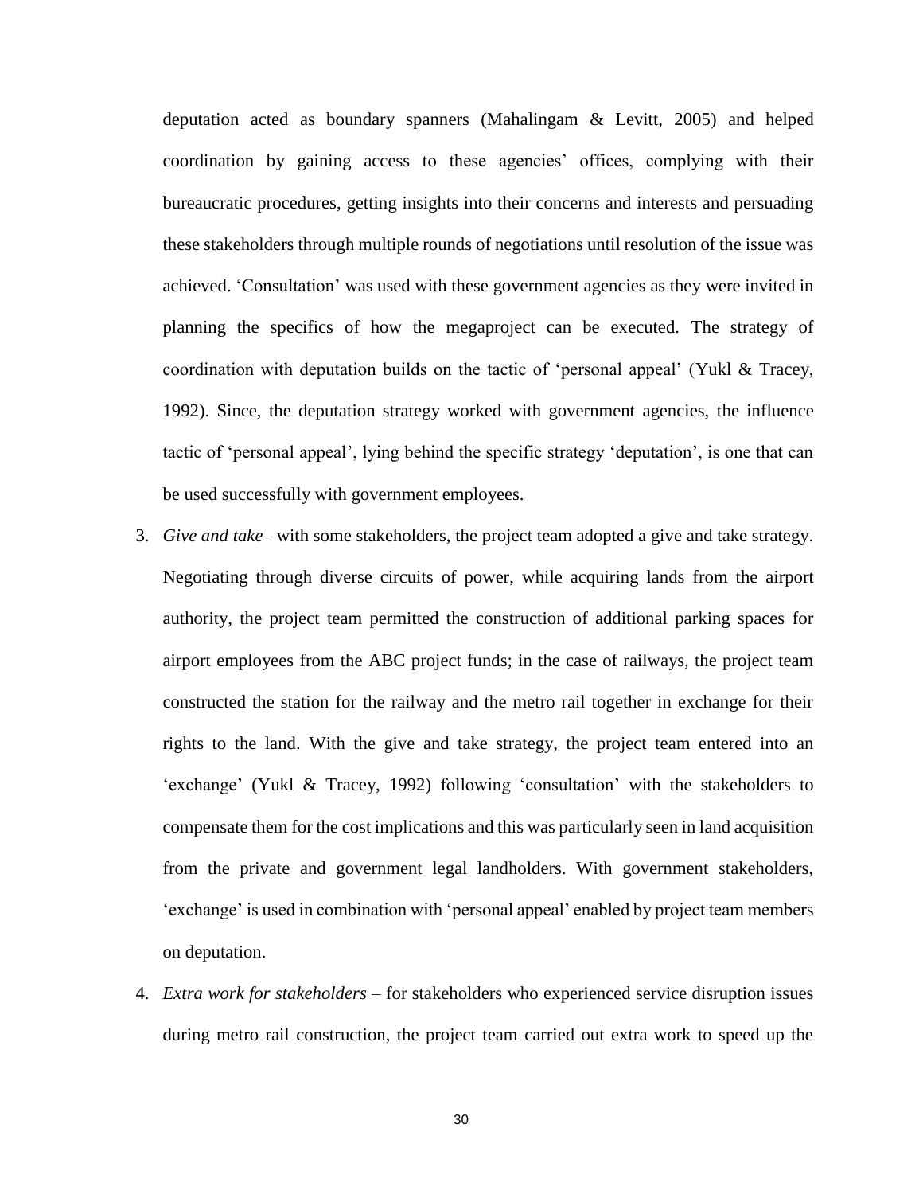deputation acted as boundary spanners (Mahalingam & Levitt, 2005) and helped coordination by gaining access to these agencies' offices, complying with their bureaucratic procedures, getting insights into their concerns and interests and persuading these stakeholders through multiple rounds of negotiations until resolution of the issue was achieved. 'Consultation' was used with these government agencies as they were invited in planning the specifics of how the megaproject can be executed. The strategy of coordination with deputation builds on the tactic of 'personal appeal' (Yukl & Tracey, 1992). Since, the deputation strategy worked with government agencies, the influence tactic of 'personal appeal', lying behind the specific strategy 'deputation', is one that can be used successfully with government employees.

3. *Give and take*– with some stakeholders, the project team adopted a give and take strategy. Negotiating through diverse circuits of power, while acquiring lands from the airport authority, the project team permitted the construction of additional parking spaces for airport employees from the ABC project funds; in the case of railways, the project team constructed the station for the railway and the metro rail together in exchange for their rights to the land. With the give and take strategy, the project team entered into an 'exchange' (Yukl & Tracey, 1992) following 'consultation' with the stakeholders to compensate them for the cost implications and this was particularly seen in land acquisition from the private and government legal landholders. With government stakeholders, 'exchange' is used in combination with 'personal appeal' enabled by project team members on deputation.
4. *Extra work for stakeholders* – for stakeholders who experienced service disruption issues during metro rail construction, the project team carried out extra work to speed up the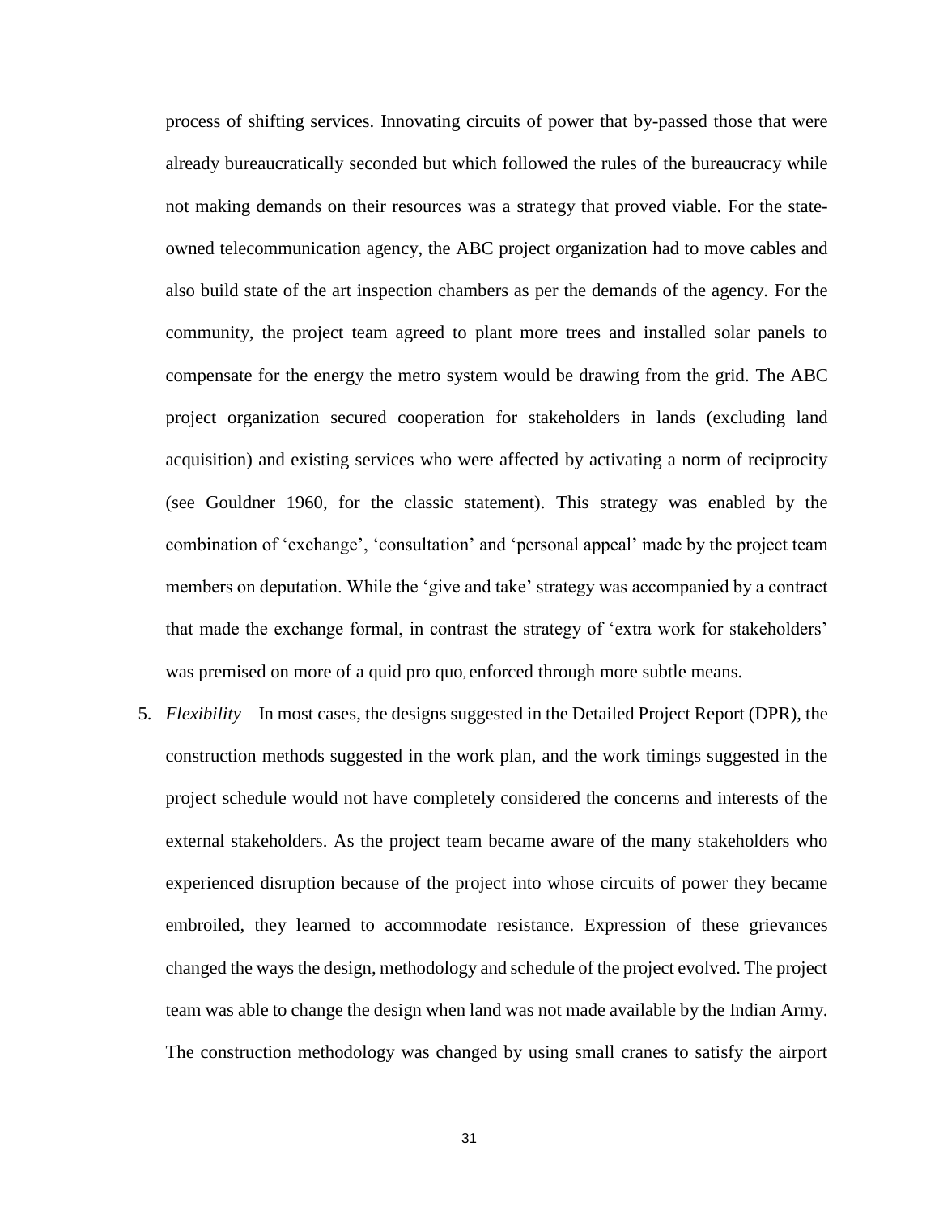process of shifting services. Innovating circuits of power that by-passed those that were already bureaucratically seconded but which followed the rules of the bureaucracy while not making demands on their resources was a strategy that proved viable. For the state-owned telecommunication agency, the ABC project organization had to move cables and also build state of the art inspection chambers as per the demands of the agency. For the community, the project team agreed to plant more trees and installed solar panels to compensate for the energy the metro system would be drawing from the grid. The ABC project organization secured cooperation for stakeholders in lands (excluding land acquisition) and existing services who were affected by activating a norm of reciprocity (see Gouldner 1960, for the classic statement). This strategy was enabled by the combination of 'exchange', 'consultation' and 'personal appeal' made by the project team members on deputation. While the 'give and take' strategy was accompanied by a contract that made the exchange formal, in contrast the strategy of 'extra work for stakeholders' was premised on more of a quid pro quo, enforced through more subtle means.

5. *Flexibility* – In most cases, the designs suggested in the Detailed Project Report (DPR), the construction methods suggested in the work plan, and the work timings suggested in the project schedule would not have completely considered the concerns and interests of the external stakeholders. As the project team became aware of the many stakeholders who experienced disruption because of the project into whose circuits of power they became embroiled, they learned to accommodate resistance. Expression of these grievances changed the ways the design, methodology and schedule of the project evolved. The project team was able to change the design when land was not made available by the Indian Army. The construction methodology was changed by using small cranes to satisfy the airport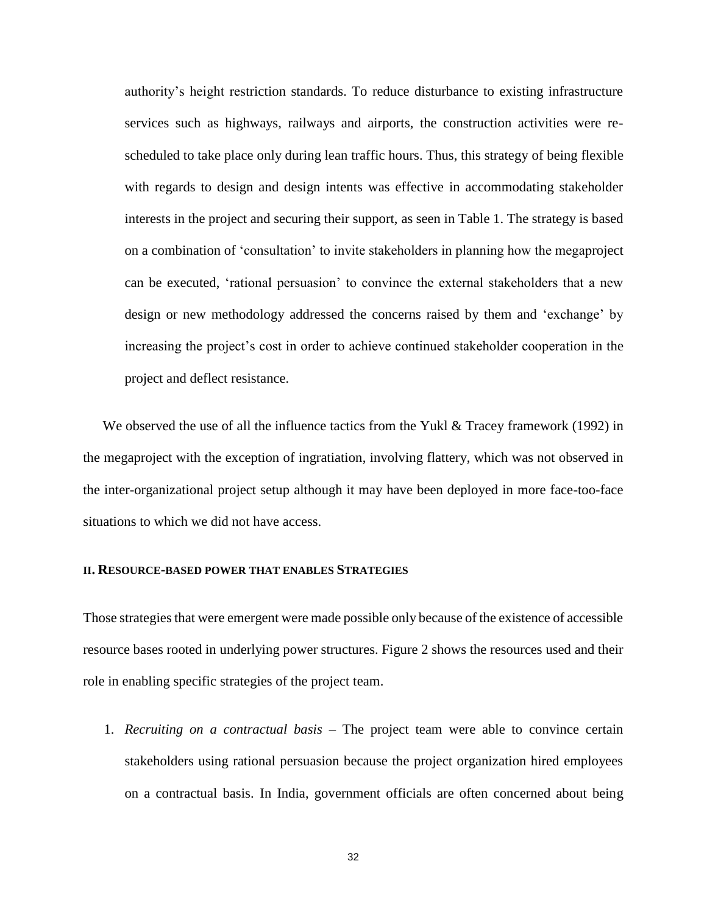authority's height restriction standards. To reduce disturbance to existing infrastructure services such as highways, railways and airports, the construction activities were re-scheduled to take place only during lean traffic hours. Thus, this strategy of being flexible with regards to design and design intents was effective in accommodating stakeholder interests in the project and securing their support, as seen in Table 1. The strategy is based on a combination of 'consultation' to invite stakeholders in planning how the megaproject can be executed, 'rational persuasion' to convince the external stakeholders that a new design or new methodology addressed the concerns raised by them and 'exchange' by increasing the project's cost in order to achieve continued stakeholder cooperation in the project and deflect resistance.

We observed the use of all the influence tactics from the Yukl & Tracey framework (1992) in the megaproject with the exception of ingratiation, involving flattery, which was not observed in the inter-organizational project setup although it may have been deployed in more face-too-face situations to which we did not have access.

### II. Resource-based power that enables Strategies

Those strategies that were emergent were made possible only because of the existence of accessible resource bases rooted in underlying power structures. Figure 2 shows the resources used and their role in enabling specific strategies of the project team.

1. *Recruiting on a contractual basis* – The project team were able to convince certain stakeholders using rational persuasion because the project organization hired employees on a contractual basis. In India, government officials are often concerned about being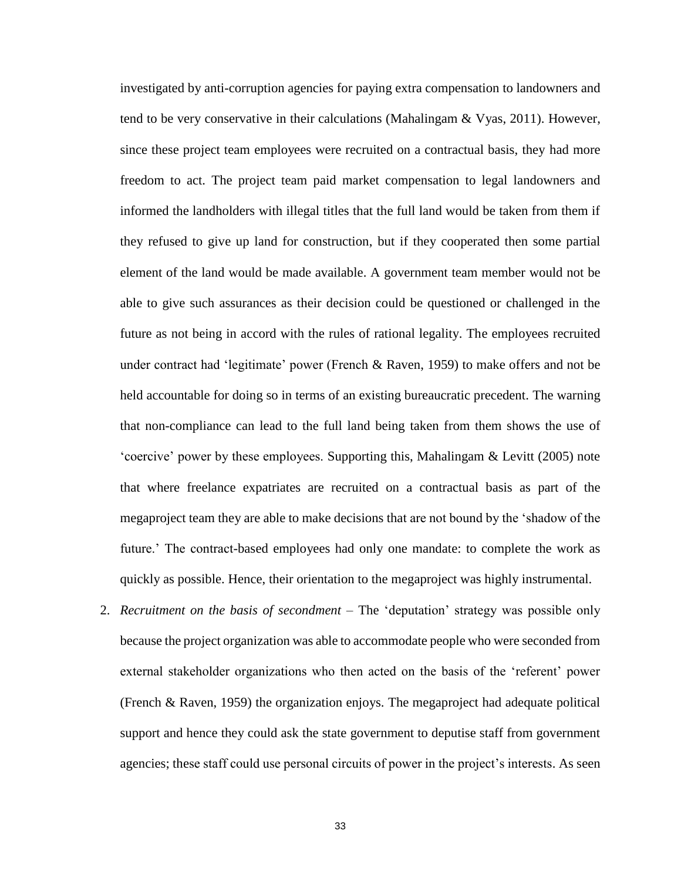investigated by anti-corruption agencies for paying extra compensation to landowners and tend to be very conservative in their calculations (Mahalingam & Vyas, 2011). However, since these project team employees were recruited on a contractual basis, they had more freedom to act. The project team paid market compensation to legal landowners and informed the landholders with illegal titles that the full land would be taken from them if they refused to give up land for construction, but if they cooperated then some partial element of the land would be made available. A government team member would not be able to give such assurances as their decision could be questioned or challenged in the future as not being in accord with the rules of rational legality. The employees recruited under contract had 'legitimate' power (French & Raven, 1959) to make offers and not be held accountable for doing so in terms of an existing bureaucratic precedent. The warning that non-compliance can lead to the full land being taken from them shows the use of 'coercive' power by these employees. Supporting this, Mahalingam & Levitt (2005) note that where freelance expatriates are recruited on a contractual basis as part of the megaproject team they are able to make decisions that are not bound by the 'shadow of the future.' The contract-based employees had only one mandate: to complete the work as quickly as possible. Hence, their orientation to the megaproject was highly instrumental.

2. *Recruitment on the basis of secondment* – The 'deputation' strategy was possible only because the project organization was able to accommodate people who were seconded from external stakeholder organizations who then acted on the basis of the 'referent' power (French & Raven, 1959) the organization enjoys. The megaproject had adequate political support and hence they could ask the state government to deputise staff from government agencies; these staff could use personal circuits of power in the project's interests. As seen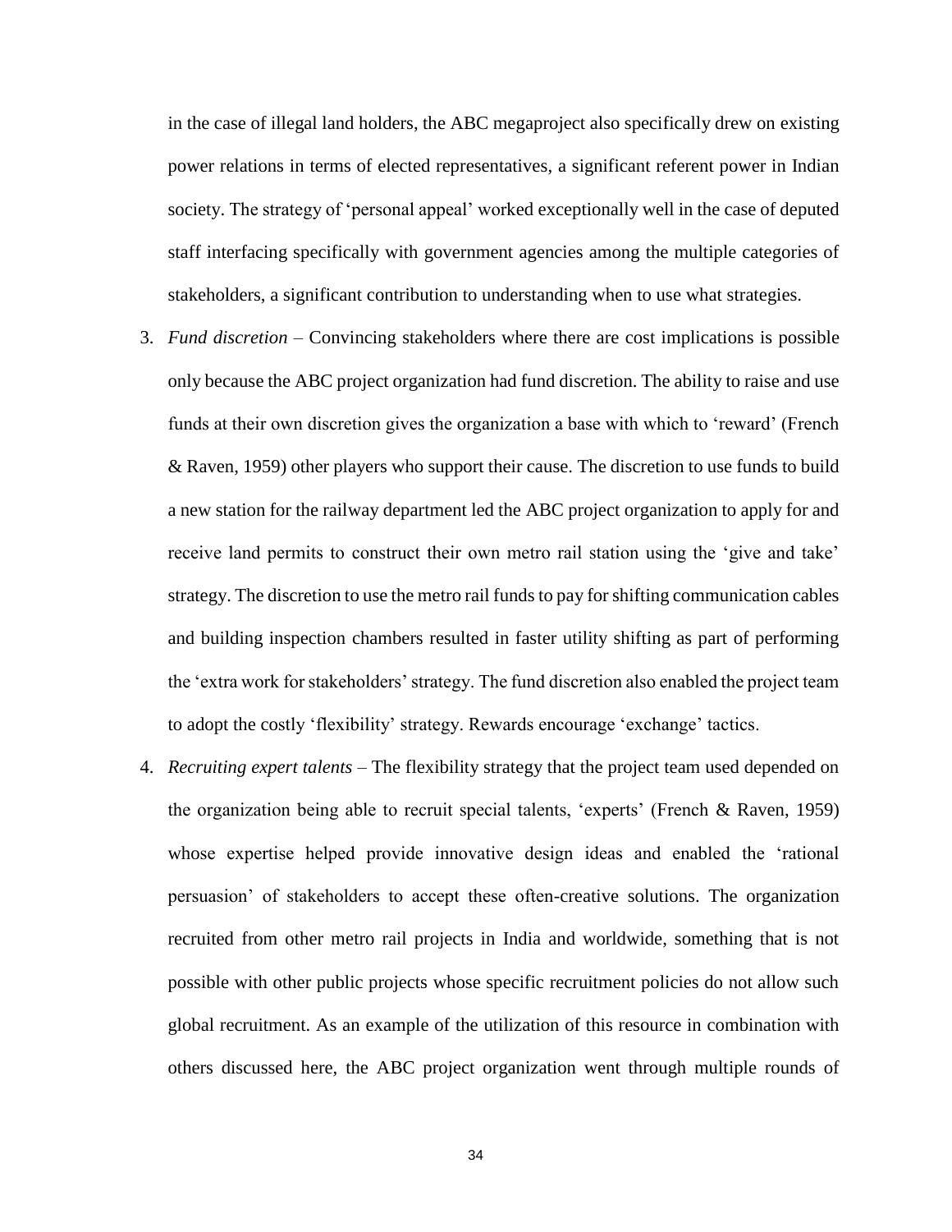in the case of illegal land holders, the ABC megaproject also specifically drew on existing power relations in terms of elected representatives, a significant referent power in Indian society. The strategy of 'personal appeal' worked exceptionally well in the case of deputed staff interfacing specifically with government agencies among the multiple categories of stakeholders, a significant contribution to understanding when to use what strategies.

3. *Fund discretion* – Convincing stakeholders where there are cost implications is possible only because the ABC project organization had fund discretion. The ability to raise and use funds at their own discretion gives the organization a base with which to 'reward' (French & Raven, 1959) other players who support their cause. The discretion to use funds to build a new station for the railway department led the ABC project organization to apply for and receive land permits to construct their own metro rail station using the 'give and take' strategy. The discretion to use the metro rail funds to pay for shifting communication cables and building inspection chambers resulted in faster utility shifting as part of performing the 'extra work for stakeholders' strategy. The fund discretion also enabled the project team to adopt the costly 'flexibility' strategy. Rewards encourage 'exchange' tactics.
4. *Recruiting expert talents* – The flexibility strategy that the project team used depended on the organization being able to recruit special talents, 'experts' (French & Raven, 1959) whose expertise helped provide innovative design ideas and enabled the 'rational persuasion' of stakeholders to accept these often-creative solutions. The organization recruited from other metro rail projects in India and worldwide, something that is not possible with other public projects whose specific recruitment policies do not allow such global recruitment. As an example of the utilization of this resource in combination with others discussed here, the ABC project organization went through multiple rounds of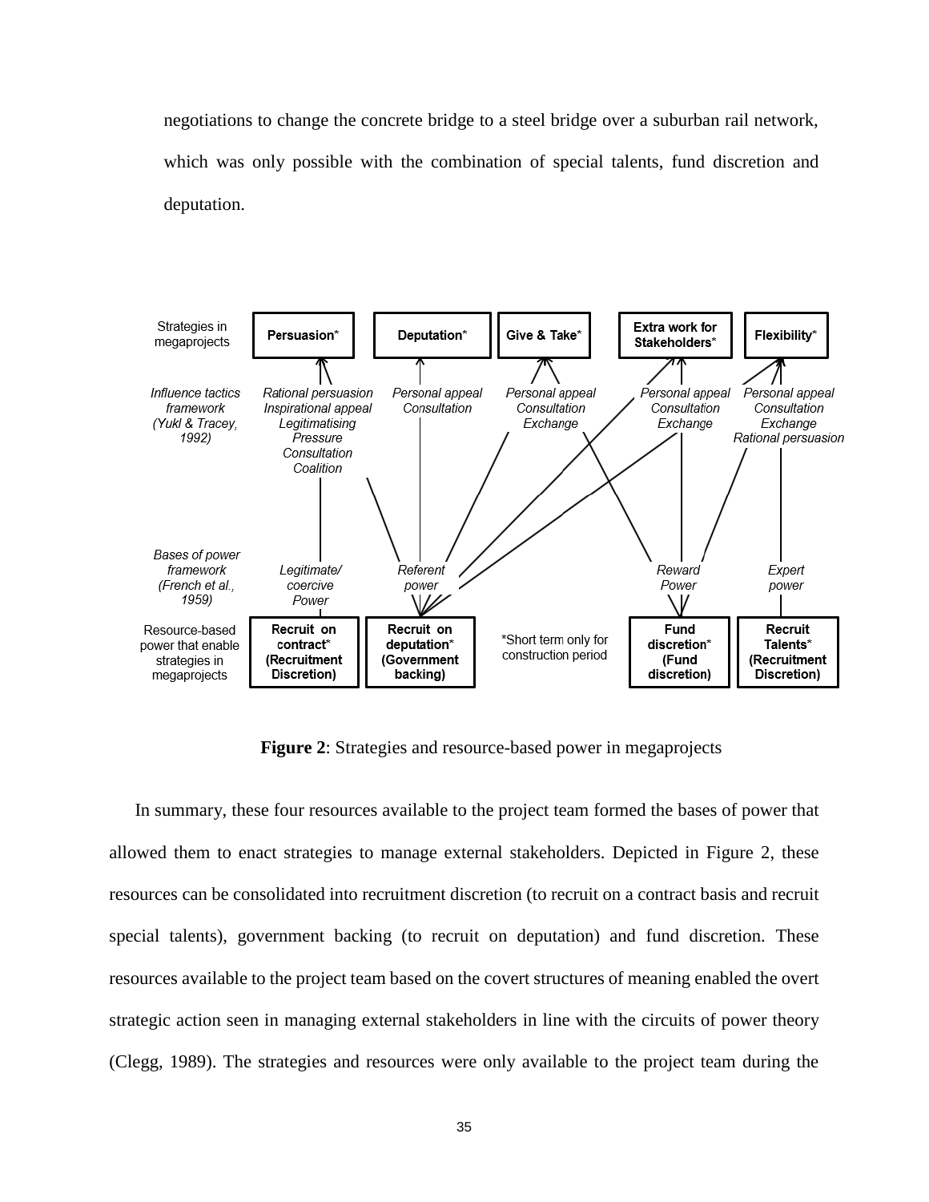negotiations to change the concrete bridge to a steel bridge over a suburban rail network, which was only possible with the combination of special talents, fund discretion and deputation.

**Figure 2**: Strategies and resource-based power in megaprojects

In summary, these four resources available to the project team formed the bases of power that allowed them to enact strategies to manage external stakeholders. Depicted in Figure 2, these resources can be consolidated into recruitment discretion (to recruit on a contract basis and recruit special talents), government backing (to recruit on deputation) and fund discretion. These resources available to the project team based on the covert structures of meaning enabled the overt strategic action seen in managing external stakeholders in line with the circuits of power theory (Clegg, 1989). The strategies and resources were only available to the project team during the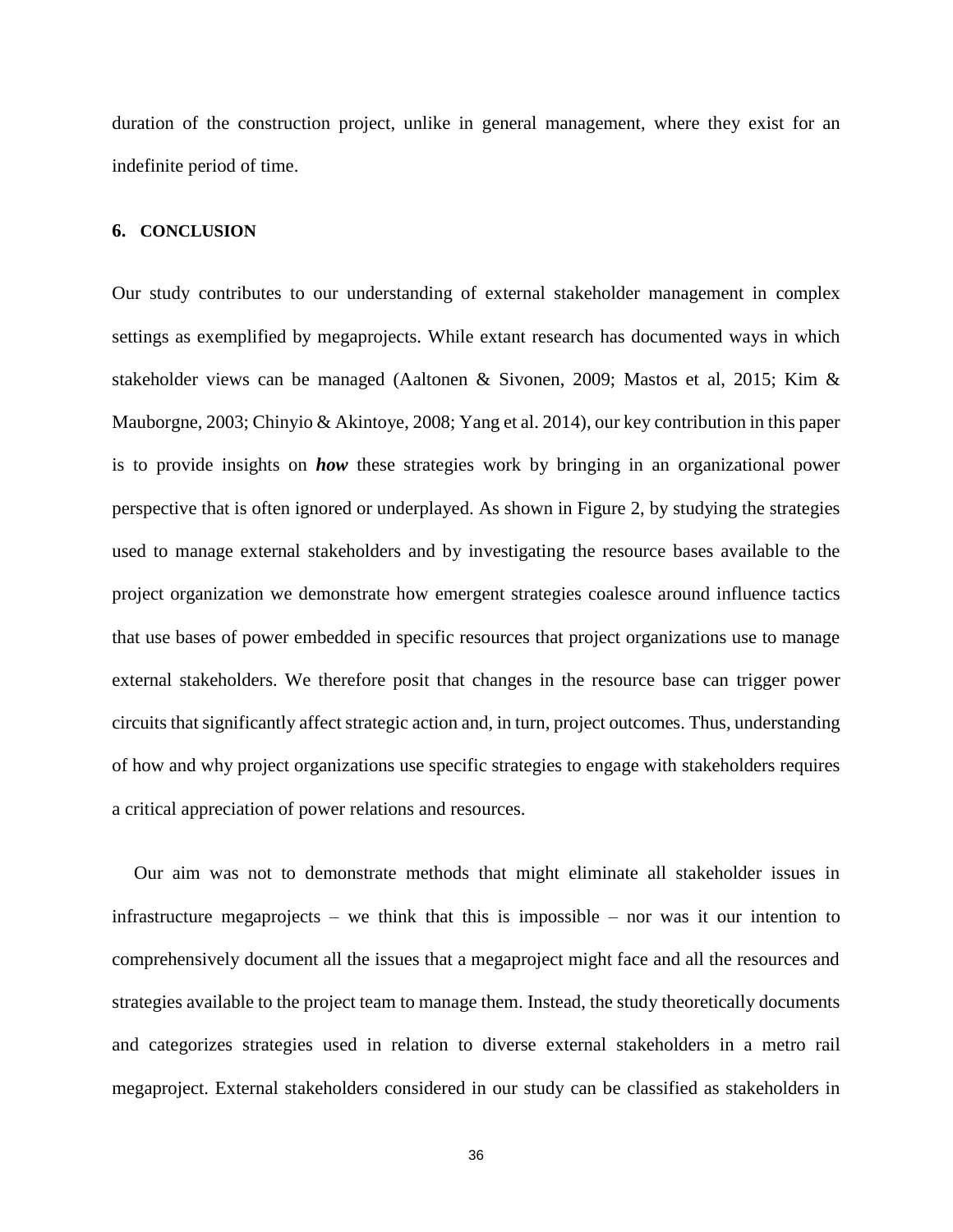duration of the construction project, unlike in general management, where they exist for an indefinite period of time.

## 6. CONCLUSION

Our study contributes to our understanding of external stakeholder management in complex settings as exemplified by megaprojects. While extant research has documented ways in which stakeholder views can be managed (Aaltonen & Sivonen, 2009; Mastos et al, 2015; Kim & Mauborgne, 2003; Chinyio & Akintoye, 2008; Yang et al. 2014), our key contribution in this paper is to provide insights on ***how*** these strategies work by bringing in an organizational power perspective that is often ignored or underplayed. As shown in Figure 2, by studying the strategies used to manage external stakeholders and by investigating the resource bases available to the project organization we demonstrate how emergent strategies coalesce around influence tactics that use bases of power embedded in specific resources that project organizations use to manage external stakeholders. We therefore posit that changes in the resource base can trigger power circuits that significantly affect strategic action and, in turn, project outcomes. Thus, understanding of how and why project organizations use specific strategies to engage with stakeholders requires a critical appreciation of power relations and resources.

Our aim was not to demonstrate methods that might eliminate all stakeholder issues in infrastructure megaprojects – we think that this is impossible – nor was it our intention to comprehensively document all the issues that a megaproject might face and all the resources and strategies available to the project team to manage them. Instead, the study theoretically documents and categorizes strategies used in relation to diverse external stakeholders in a metro rail megaproject. External stakeholders considered in our study can be classified as stakeholders in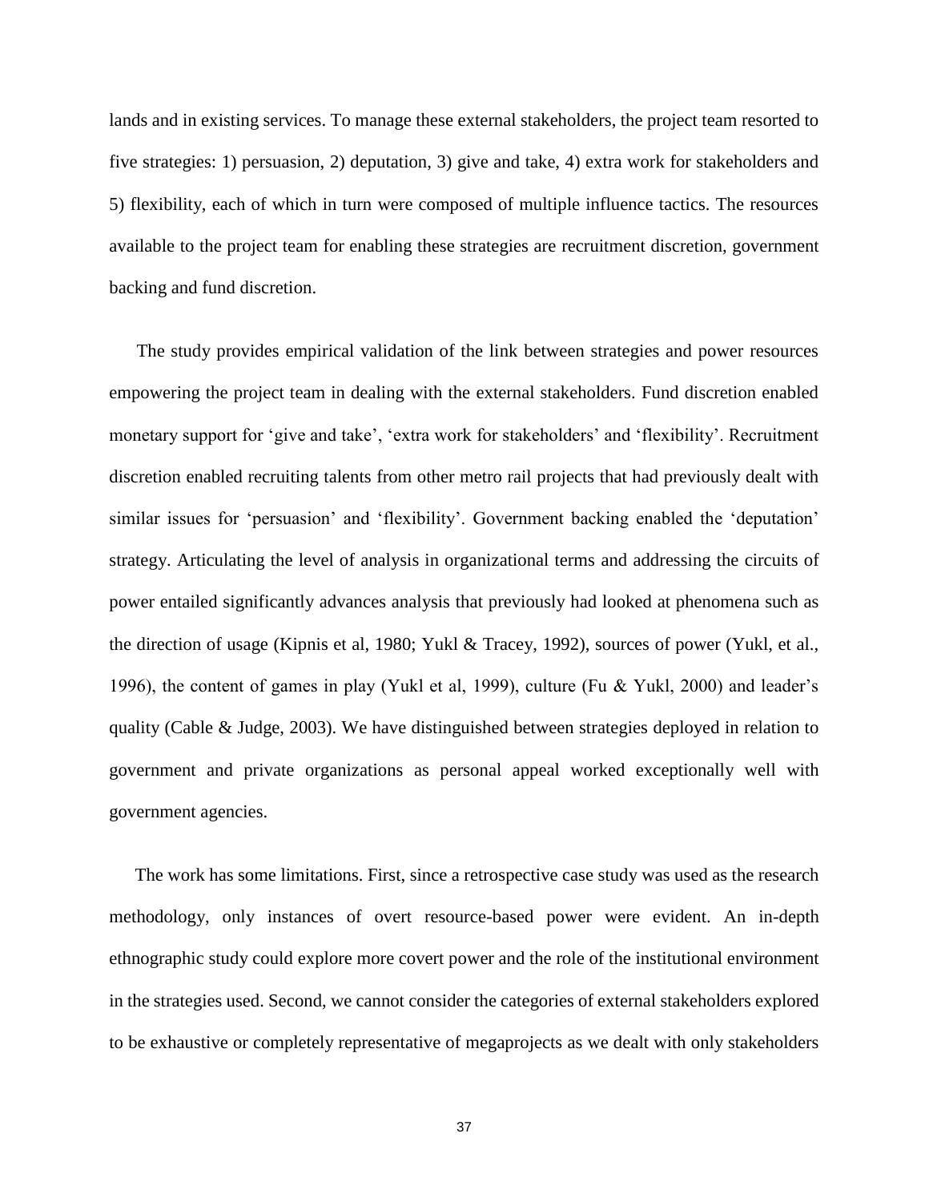lands and in existing services. To manage these external stakeholders, the project team resorted to five strategies: 1) persuasion, 2) deputation, 3) give and take, 4) extra work for stakeholders and 5) flexibility, each of which in turn were composed of multiple influence tactics. The resources available to the project team for enabling these strategies are recruitment discretion, government backing and fund discretion.

The study provides empirical validation of the link between strategies and power resources empowering the project team in dealing with the external stakeholders. Fund discretion enabled monetary support for 'give and take', 'extra work for stakeholders' and 'flexibility'. Recruitment discretion enabled recruiting talents from other metro rail projects that had previously dealt with similar issues for 'persuasion' and 'flexibility'. Government backing enabled the 'deputation' strategy. Articulating the level of analysis in organizational terms and addressing the circuits of power entailed significantly advances analysis that previously had looked at phenomena such as the direction of usage (Kipnis et al, 1980; Yukl & Tracey, 1992), sources of power (Yukl, et al., 1996), the content of games in play (Yukl et al, 1999), culture (Fu & Yukl, 2000) and leader's quality (Cable & Judge, 2003). We have distinguished between strategies deployed in relation to government and private organizations as personal appeal worked exceptionally well with government agencies.

The work has some limitations. First, since a retrospective case study was used as the research methodology, only instances of overt resource-based power were evident. An in-depth ethnographic study could explore more covert power and the role of the institutional environment in the strategies used. Second, we cannot consider the categories of external stakeholders explored to be exhaustive or completely representative of megaprojects as we dealt with only stakeholders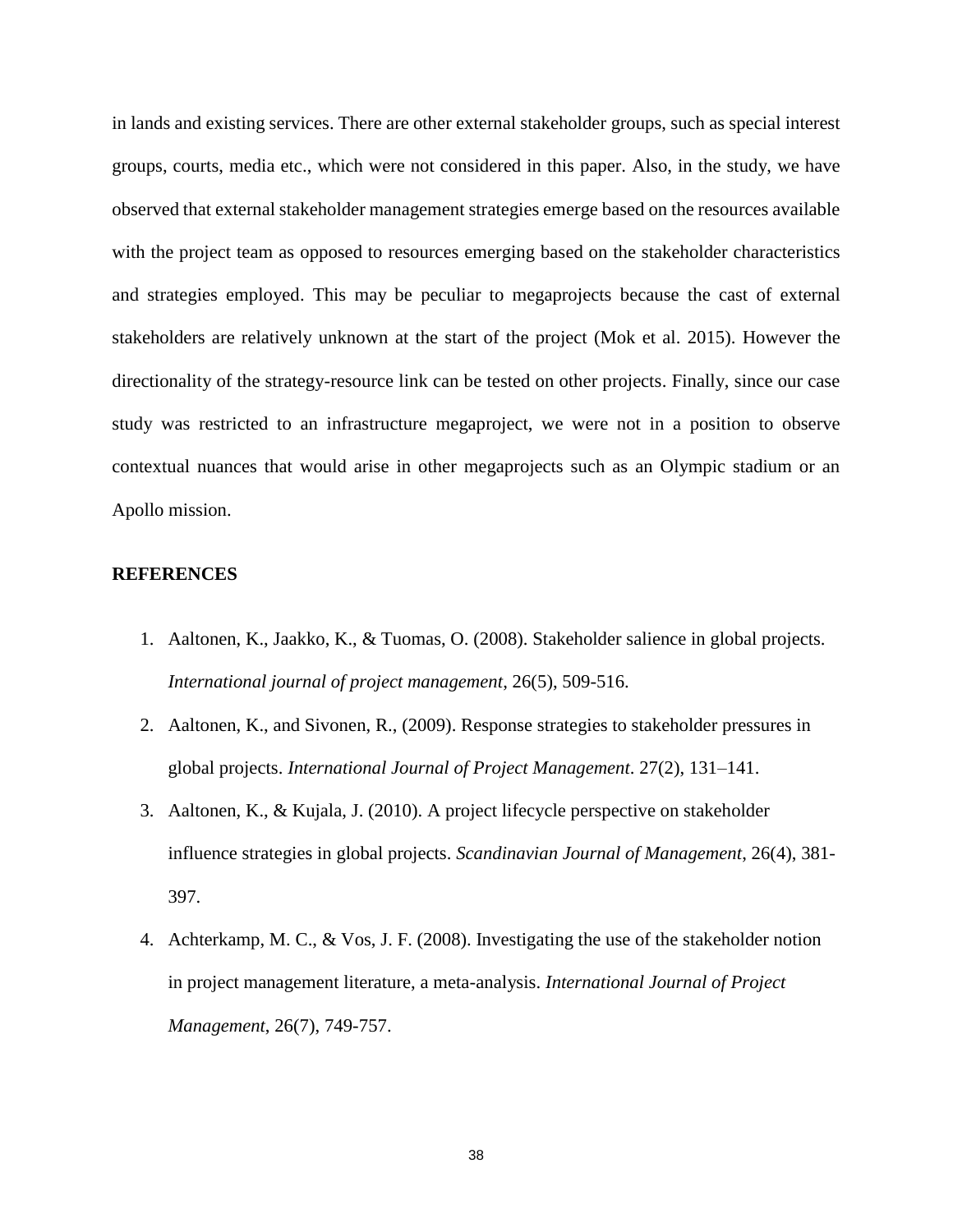in lands and existing services. There are other external stakeholder groups, such as special interest groups, courts, media etc., which were not considered in this paper. Also, in the study, we have observed that external stakeholder management strategies emerge based on the resources available with the project team as opposed to resources emerging based on the stakeholder characteristics and strategies employed. This may be peculiar to megaprojects because the cast of external stakeholders are relatively unknown at the start of the project (Mok et al. 2015). However the directionality of the strategy-resource link can be tested on other projects. Finally, since our case study was restricted to an infrastructure megaproject, we were not in a position to observe contextual nuances that would arise in other megaprojects such as an Olympic stadium or an Apollo mission.

## REFERENCES

1. Aaltonen, K., Jaakko, K., & Tuomas, O. (2008). Stakeholder salience in global projects. *International journal of project management*, 26(5), 509-516.
2. Aaltonen, K., and Sivonen, R., (2009). Response strategies to stakeholder pressures in global projects. *International Journal of Project Management*. 27(2), 131–141.
3. Aaltonen, K., & Kujala, J. (2010). A project lifecycle perspective on stakeholder influence strategies in global projects. *Scandinavian Journal of Management*, 26(4), 381-397.
4. Achterkamp, M. C., & Vos, J. F. (2008). Investigating the use of the stakeholder notion in project management literature, a meta-analysis. *International Journal of Project Management*, 26(7), 749-757.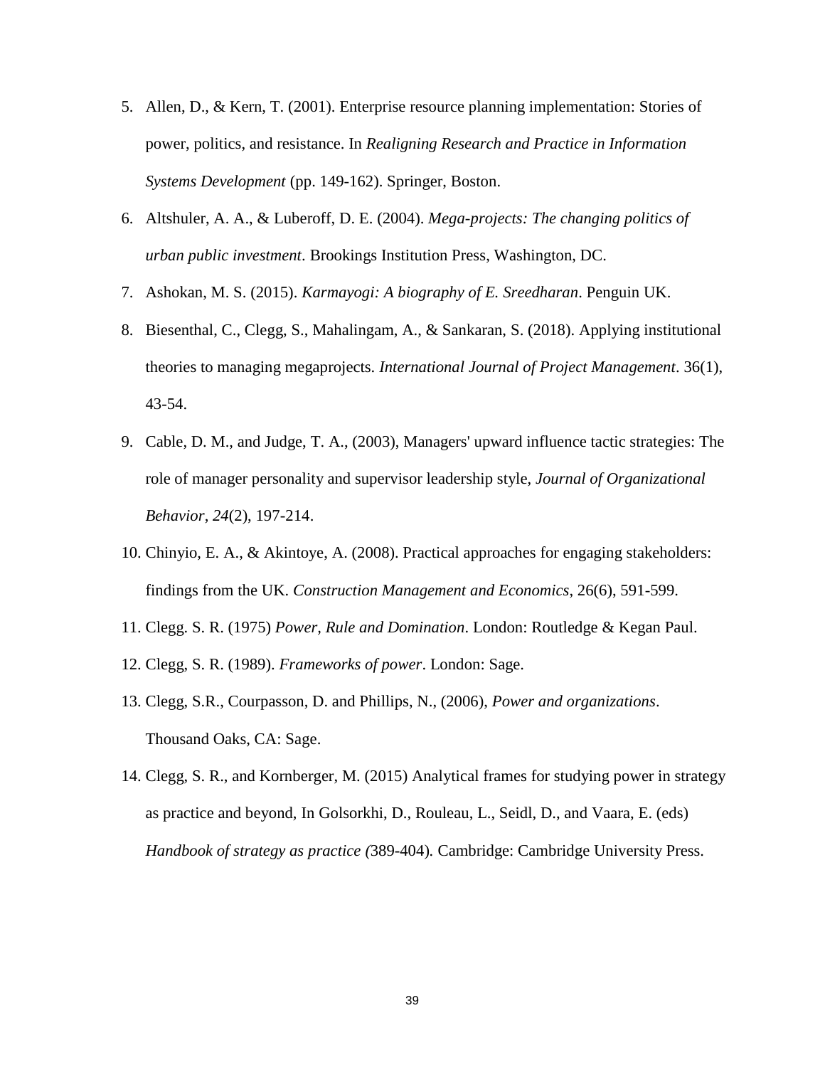5. Allen, D., & Kern, T. (2001). Enterprise resource planning implementation: Stories of power, politics, and resistance. In *Realigning Research and Practice in Information Systems Development* (pp. 149-162). Springer, Boston.
6. Altshuler, A. A., & Luberoff, D. E. (2004). *Mega-projects: The changing politics of urban public investment*. Brookings Institution Press, Washington, DC.
7. Ashokan, M. S. (2015). *Karmayogi: A biography of E. Sreedharan*. Penguin UK.
8. Biesenthal, C., Clegg, S., Mahalingam, A., & Sankaran, S. (2018). Applying institutional theories to managing megaprojects. *International Journal of Project Management*. 36(1), 43-54.
9. Cable, D. M., and Judge, T. A., (2003), Managers' upward influence tactic strategies: The role of manager personality and supervisor leadership style, *Journal of Organizational Behavior*, *24*(2), 197-214.
10. Chinyio, E. A., & Akintoye, A. (2008). Practical approaches for engaging stakeholders: findings from the UK. *Construction Management and Economics*, 26(6), 591-599.
11. Clegg. S. R. (1975) *Power, Rule and Domination*. London: Routledge & Kegan Paul.
12. Clegg, S. R. (1989). *Frameworks of power*. London: Sage.
13. Clegg, S.R., Courpasson, D. and Phillips, N., (2006), *Power and organizations*. Thousand Oaks, CA: Sage.
14. Clegg, S. R., and Kornberger, M. (2015) Analytical frames for studying power in strategy as practice and beyond, In Golsorkhi, D., Rouleau, L., Seidl, D., and Vaara, E. (eds) *Handbook of strategy as practice (*389-404)*.* Cambridge: Cambridge University Press.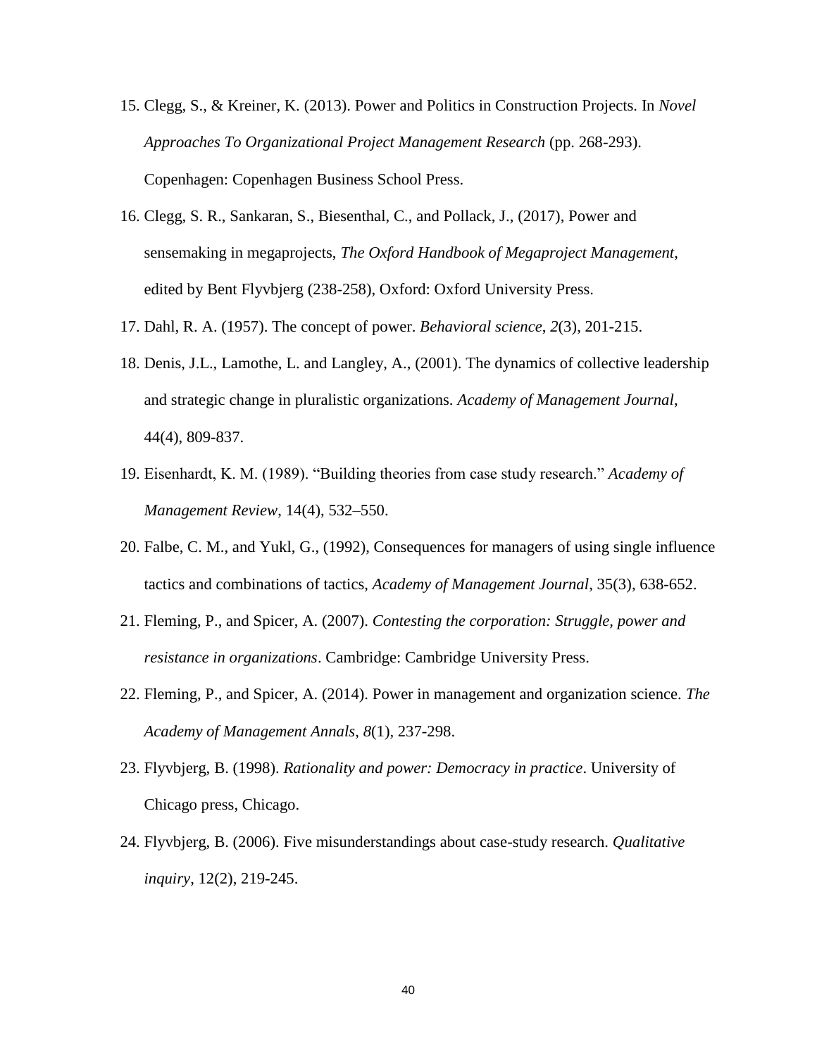15. Clegg, S., & Kreiner, K. (2013). Power and Politics in Construction Projects. In *Novel Approaches To Organizational Project Management Research* (pp. 268-293). Copenhagen: Copenhagen Business School Press.
16. Clegg, S. R., Sankaran, S., Biesenthal, C., and Pollack, J., (2017), Power and sensemaking in megaprojects, *The Oxford Handbook of Megaproject Management*, edited by Bent Flyvbjerg (238-258), Oxford: Oxford University Press.
17. Dahl, R. A. (1957). The concept of power. *Behavioral science*, *2*(3), 201-215.
18. Denis, J.L., Lamothe, L. and Langley, A., (2001). The dynamics of collective leadership and strategic change in pluralistic organizations. *Academy of Management Journal*, 44(4), 809-837.
19. Eisenhardt, K. M. (1989). "Building theories from case study research." *Academy of Management Review*, 14(4), 532–550.
20. Falbe, C. M., and Yukl, G., (1992), Consequences for managers of using single influence tactics and combinations of tactics, *Academy of Management Journal*, 35(3), 638-652.
21. Fleming, P., and Spicer, A. (2007). *Contesting the corporation: Struggle, power and resistance in organizations*. Cambridge: Cambridge University Press.
22. Fleming, P., and Spicer, A. (2014). Power in management and organization science. *The Academy of Management Annals*, *8*(1), 237-298.
23. Flyvbjerg, B. (1998). *Rationality and power: Democracy in practice*. University of Chicago press, Chicago.
24. Flyvbjerg, B. (2006). Five misunderstandings about case-study research. *Qualitative inquiry*, 12(2), 219-245.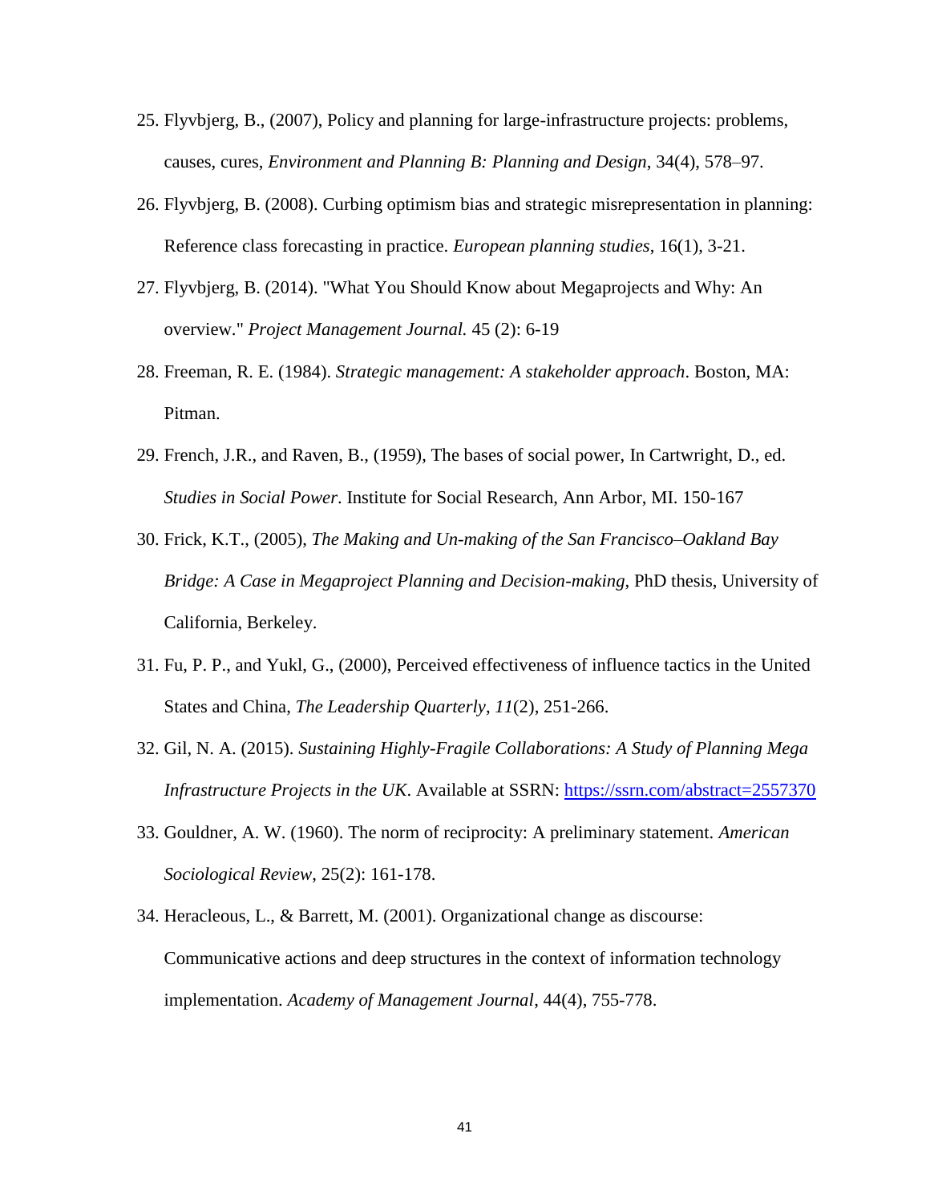25. Flyvbjerg, B., (2007), Policy and planning for large-infrastructure projects: problems, causes, cures, *Environment and Planning B: Planning and Design*, 34(4), 578–97.
26. Flyvbjerg, B. (2008). Curbing optimism bias and strategic misrepresentation in planning: Reference class forecasting in practice. *European planning studies*, 16(1), 3-21.
27. Flyvbjerg, B. (2014). "What You Should Know about Megaprojects and Why: An overview." *Project Management Journal.* 45 (2): 6-19
28. Freeman, R. E. (1984). *Strategic management: A stakeholder approach*. Boston, MA: Pitman.
29. French, J.R., and Raven, B., (1959), The bases of social power, In Cartwright, D., ed. *Studies in Social Power*. Institute for Social Research, Ann Arbor, MI. 150-167
30. Frick, K.T., (2005), *The Making and Un-making of the San Francisco–Oakland Bay Bridge: A Case in Megaproject Planning and Decision-making*, PhD thesis, University of California, Berkeley.
31. Fu, P. P., and Yukl, G., (2000), Perceived effectiveness of influence tactics in the United States and China, *The Leadership Quarterly*, *11*(2), 251-266.
32. Gil, N. A. (2015). *Sustaining Highly-Fragile Collaborations: A Study of Planning Mega Infrastructure Projects in the UK*. Available at SSRN: https://ssrn.com/abstract=2557370
33. Gouldner, A. W. (1960). The norm of reciprocity: A preliminary statement. *American Sociological Review*, 25(2): 161-178.
34. Heracleous, L., & Barrett, M. (2001). Organizational change as discourse: Communicative actions and deep structures in the context of information technology implementation. *Academy of Management Journal*, 44(4), 755-778.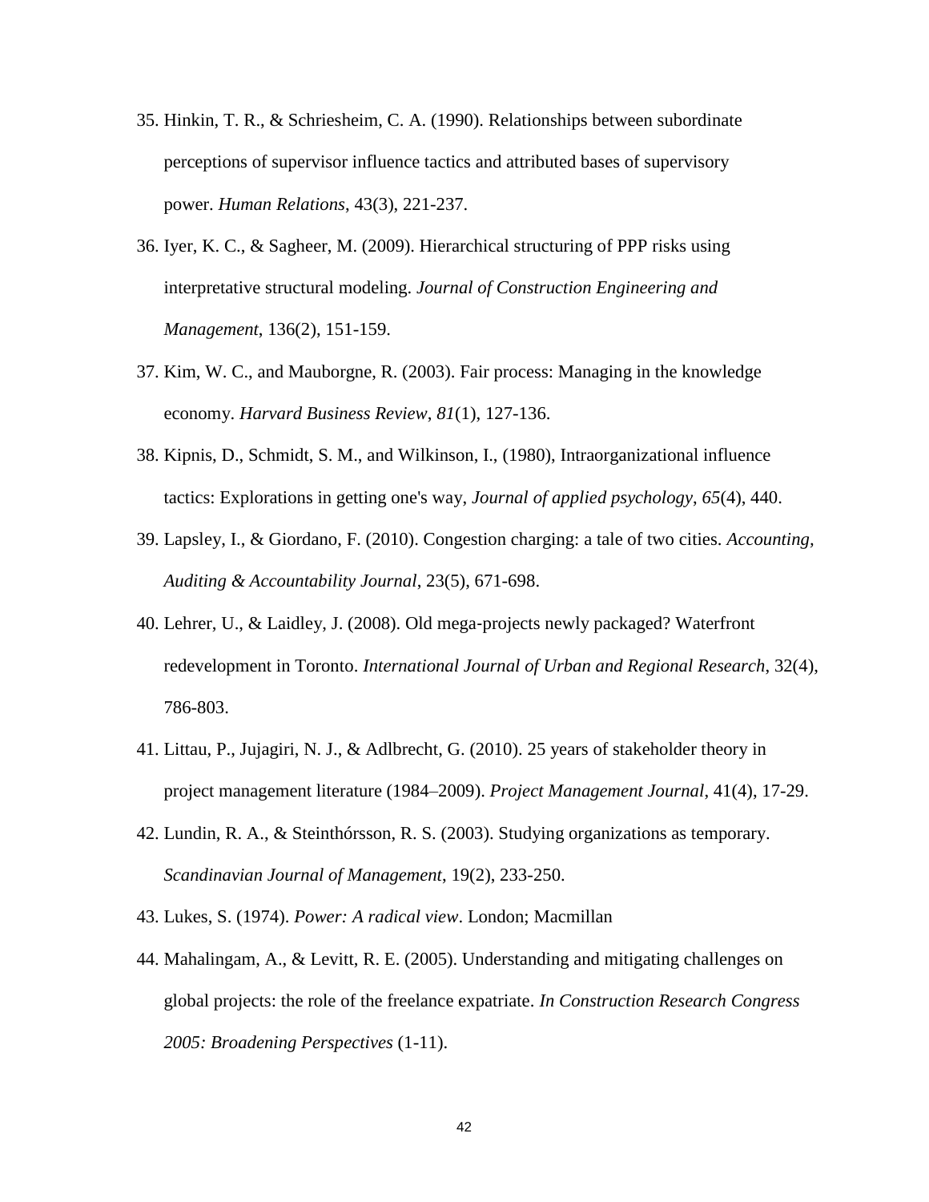35. Hinkin, T. R., & Schriesheim, C. A. (1990). Relationships between subordinate perceptions of supervisor influence tactics and attributed bases of supervisory power. *Human Relations*, 43(3), 221-237.
36. Iyer, K. C., & Sagheer, M. (2009). Hierarchical structuring of PPP risks using interpretative structural modeling. *Journal of Construction Engineering and Management*, 136(2), 151-159.
37. Kim, W. C., and Mauborgne, R. (2003). Fair process: Managing in the knowledge economy. *Harvard Business Review*, *81*(1), 127-136.
38. Kipnis, D., Schmidt, S. M., and Wilkinson, I., (1980), Intraorganizational influence tactics: Explorations in getting one's way, *Journal of applied psychology*, *65*(4), 440.
39. Lapsley, I., & Giordano, F. (2010). Congestion charging: a tale of two cities. *Accounting, Auditing & Accountability Journal*, 23(5), 671-698.
40. Lehrer, U., & Laidley, J. (2008). Old mega-projects newly packaged? Waterfront redevelopment in Toronto. *International Journal of Urban and Regional Research*, 32(4), 786-803.
41. Littau, P., Jujagiri, N. J., & Adlbrecht, G. (2010). 25 years of stakeholder theory in project management literature (1984–2009). *Project Management Journal*, 41(4), 17-29.
42. Lundin, R. A., & Steinthórsson, R. S. (2003). Studying organizations as temporary. *Scandinavian Journal of Management*, 19(2), 233-250.
43. Lukes, S. (1974). *Power: A radical view*. London; Macmillan
44. Mahalingam, A., & Levitt, R. E. (2005). Understanding and mitigating challenges on global projects: the role of the freelance expatriate. *In Construction Research Congress 2005: Broadening Perspectives* (1-11).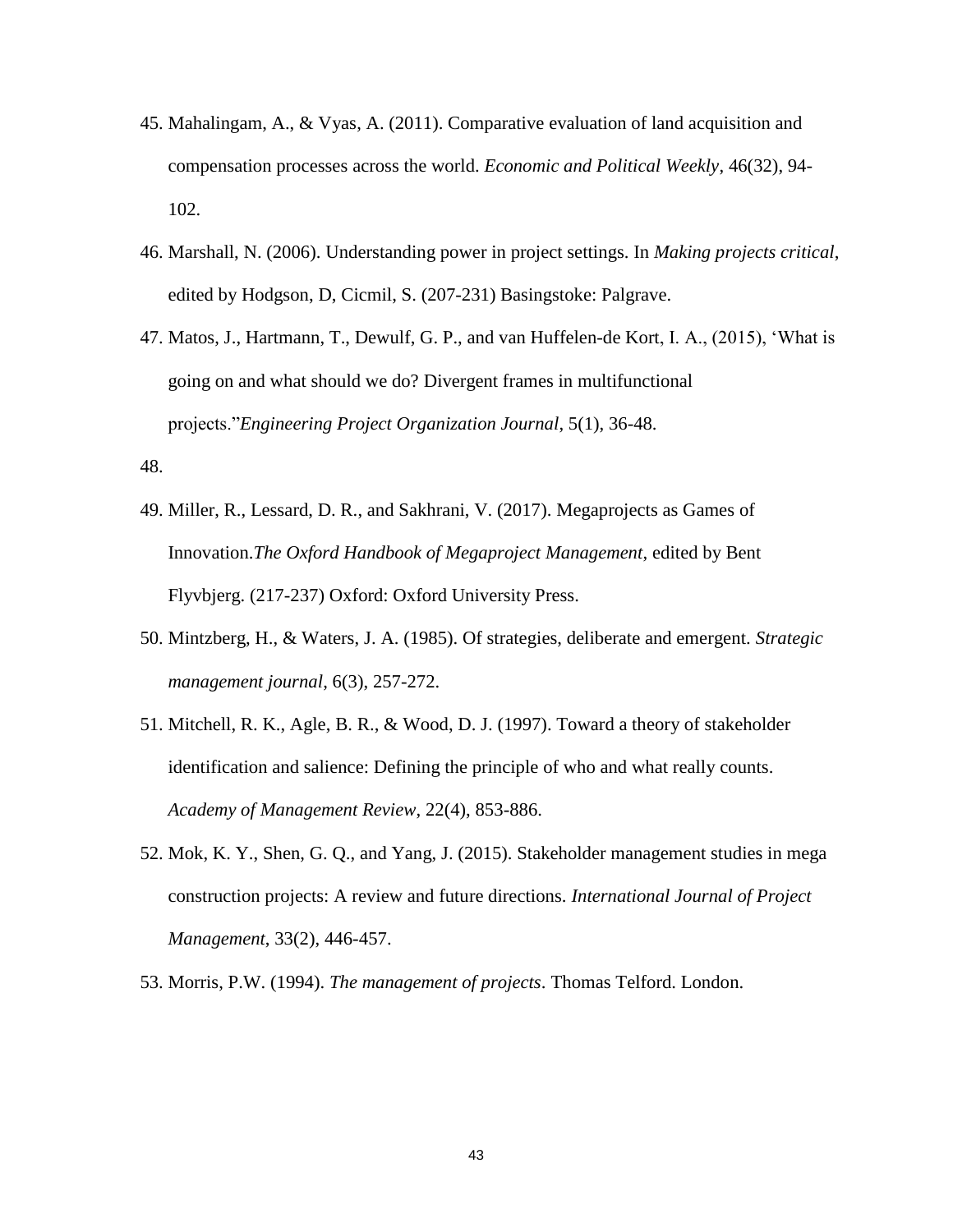45. Mahalingam, A., & Vyas, A. (2011). Comparative evaluation of land acquisition and compensation processes across the world. *Economic and Political Weekly*, 46(32), 94-102.
46. Marshall, N. (2006). Understanding power in project settings. In *Making projects critical*, edited by Hodgson, D, Cicmil, S. (207-231) Basingstoke: Palgrave.
47. Matos, J., Hartmann, T., Dewulf, G. P., and van Huffelen-de Kort, I. A., (2015), 'What is going on and what should we do? Divergent frames in multifunctional projects."*Engineering Project Organization Journal*, 5(1), 36-48.
48.
49. Miller, R., Lessard, D. R., and Sakhrani, V. (2017). Megaprojects as Games of Innovation.*The Oxford Handbook of Megaproject Management*, edited by Bent Flyvbjerg. (217-237) Oxford: Oxford University Press.
50. Mintzberg, H., & Waters, J. A. (1985). Of strategies, deliberate and emergent. *Strategic management journal*, 6(3), 257-272.
51. Mitchell, R. K., Agle, B. R., & Wood, D. J. (1997). Toward a theory of stakeholder identification and salience: Defining the principle of who and what really counts. *Academy of Management Review*, 22(4), 853-886.
52. Mok, K. Y., Shen, G. Q., and Yang, J. (2015). Stakeholder management studies in mega construction projects: A review and future directions. *International Journal of Project Management*, 33(2), 446-457.
53. Morris, P.W. (1994). *The management of projects*. Thomas Telford. London.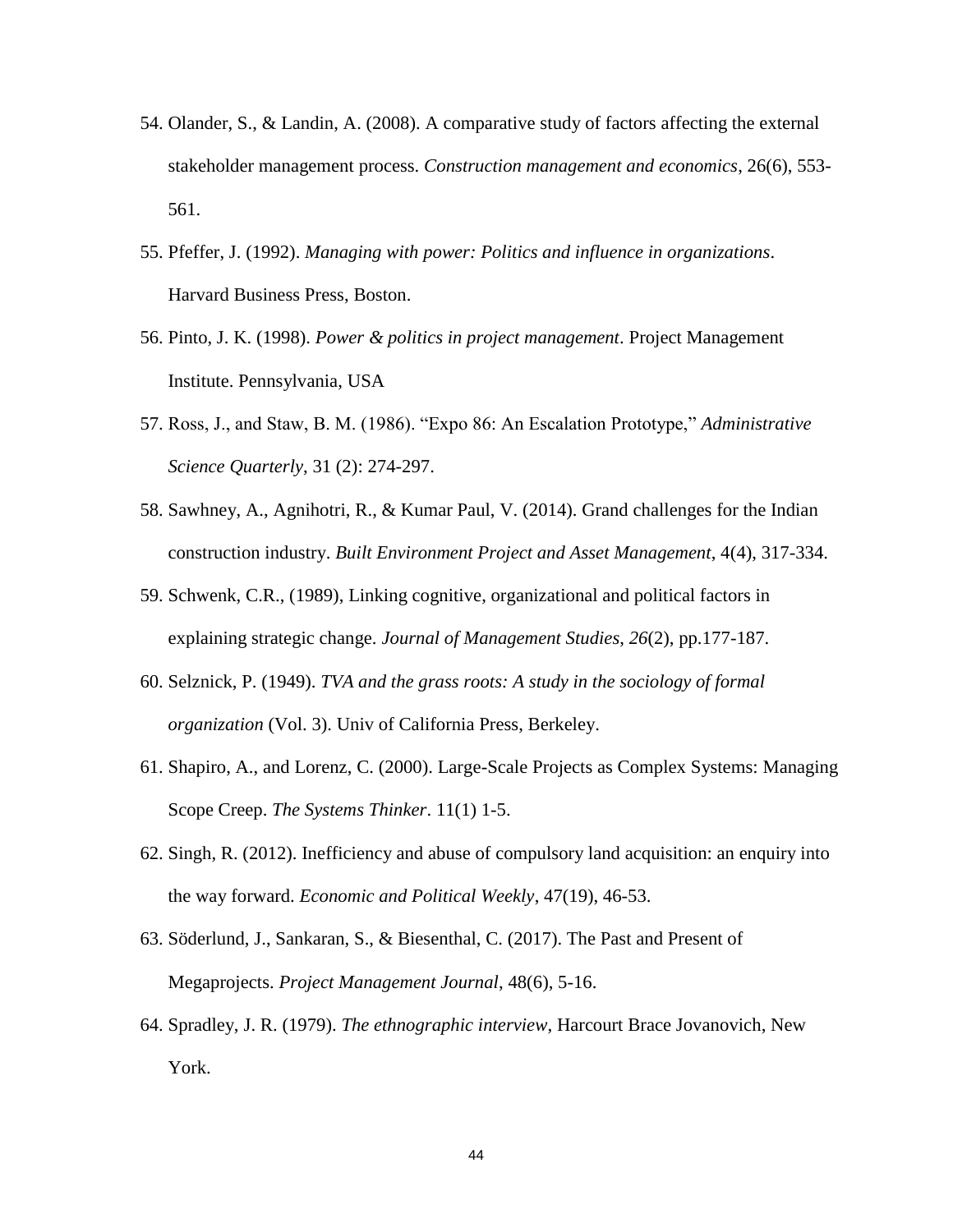54. Olander, S., & Landin, A. (2008). A comparative study of factors affecting the external stakeholder management process. *Construction management and economics*, 26(6), 553-561.
55. Pfeffer, J. (1992). *Managing with power: Politics and influence in organizations*. Harvard Business Press, Boston.
56. Pinto, J. K. (1998). *Power & politics in project management*. Project Management Institute. Pennsylvania, USA
57. Ross, J., and Staw, B. M. (1986). "Expo 86: An Escalation Prototype," *Administrative Science Quarterly*, 31 (2): 274-297.
58. Sawhney, A., Agnihotri, R., & Kumar Paul, V. (2014). Grand challenges for the Indian construction industry. *Built Environment Project and Asset Management*, 4(4), 317-334.
59. Schwenk, C.R., (1989), Linking cognitive, organizational and political factors in explaining strategic change. *Journal of Management Studies*, *26*(2), pp.177-187.
60. Selznick, P. (1949). *TVA and the grass roots: A study in the sociology of formal organization* (Vol. 3). Univ of California Press, Berkeley.
61. Shapiro, A., and Lorenz, C. (2000). Large-Scale Projects as Complex Systems: Managing Scope Creep. *The Systems Thinker*. 11(1) 1-5.
62. Singh, R. (2012). Inefficiency and abuse of compulsory land acquisition: an enquiry into the way forward. *Economic and Political Weekly*, 47(19), 46-53.
63. Söderlund, J., Sankaran, S., & Biesenthal, C. (2017). The Past and Present of Megaprojects. *Project Management Journal*, 48(6), 5-16.
64. Spradley, J. R. (1979). *The ethnographic interview*, Harcourt Brace Jovanovich, New York.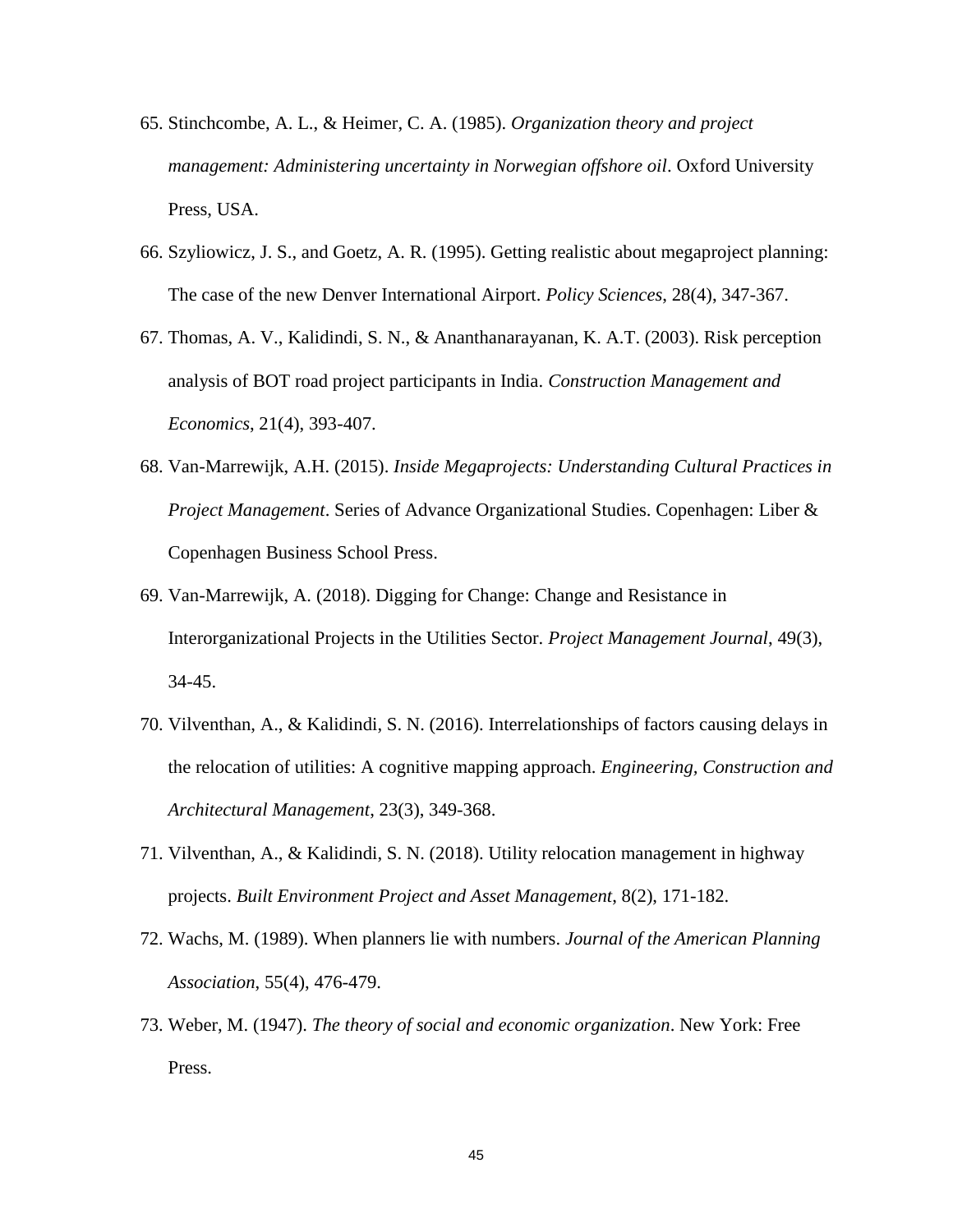65. Stinchcombe, A. L., & Heimer, C. A. (1985). *Organization theory and project management: Administering uncertainty in Norwegian offshore oil*. Oxford University Press, USA.

66. Szyliowicz, J. S., and Goetz, A. R. (1995). Getting realistic about megaproject planning: The case of the new Denver International Airport. *Policy Sciences*, 28(4), 347-367.

67. Thomas, A. V., Kalidindi, S. N., & Ananthanarayanan, K. A.T. (2003). Risk perception analysis of BOT road project participants in India. *Construction Management and Economics*, 21(4), 393-407.

68. Van-Marrewijk, A.H. (2015). *Inside Megaprojects: Understanding Cultural Practices in Project Management*. Series of Advance Organizational Studies. Copenhagen: Liber & Copenhagen Business School Press.

69. Van-Marrewijk, A. (2018). Digging for Change: Change and Resistance in Interorganizational Projects in the Utilities Sector. *Project Management Journal*, 49(3), 34-45.

70. Vilventhan, A., & Kalidindi, S. N. (2016). Interrelationships of factors causing delays in the relocation of utilities: A cognitive mapping approach. *Engineering, Construction and Architectural Management*, 23(3), 349-368.

71. Vilventhan, A., & Kalidindi, S. N. (2018). Utility relocation management in highway projects. *Built Environment Project and Asset Management*, 8(2), 171-182.

72. Wachs, M. (1989). When planners lie with numbers. *Journal of the American Planning Association*, 55(4), 476-479.

73. Weber, M. (1947). *The theory of social and economic organization*. New York: Free Press.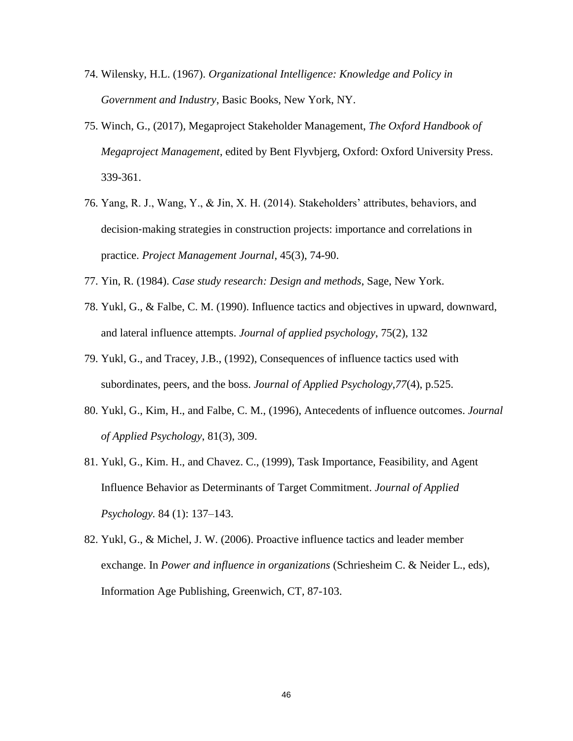74. Wilensky, H.L. (1967). *Organizational Intelligence: Knowledge and Policy in Government and Industry*, Basic Books, New York, NY.
75. Winch, G., (2017), Megaproject Stakeholder Management, *The Oxford Handbook of Megaproject Management*, edited by Bent Flyvbjerg, Oxford: Oxford University Press. 339-361.
76. Yang, R. J., Wang, Y., & Jin, X. H. (2014). Stakeholders' attributes, behaviors, and decision-making strategies in construction projects: importance and correlations in practice. *Project Management Journal*, 45(3), 74-90.
77. Yin, R. (1984). *Case study research: Design and methods*, Sage, New York.
78. Yukl, G., & Falbe, C. M. (1990). Influence tactics and objectives in upward, downward, and lateral influence attempts. *Journal of applied psychology*, 75(2), 132
79. Yukl, G., and Tracey, J.B., (1992), Consequences of influence tactics used with subordinates, peers, and the boss. *Journal of Applied Psychology*,*77*(4), p.525.
80. Yukl, G., Kim, H., and Falbe, C. M., (1996), Antecedents of influence outcomes. *Journal of Applied Psychology*, 81(3), 309.
81. Yukl, G., Kim. H., and Chavez. C., (1999), Task Importance, Feasibility, and Agent Influence Behavior as Determinants of Target Commitment. *Journal of Applied Psychology.* 84 (1): 137–143.
82. Yukl, G., & Michel, J. W. (2006). Proactive influence tactics and leader member exchange. In *Power and influence in organizations* (Schriesheim C. & Neider L., eds), Information Age Publishing, Greenwich, CT, 87-103.